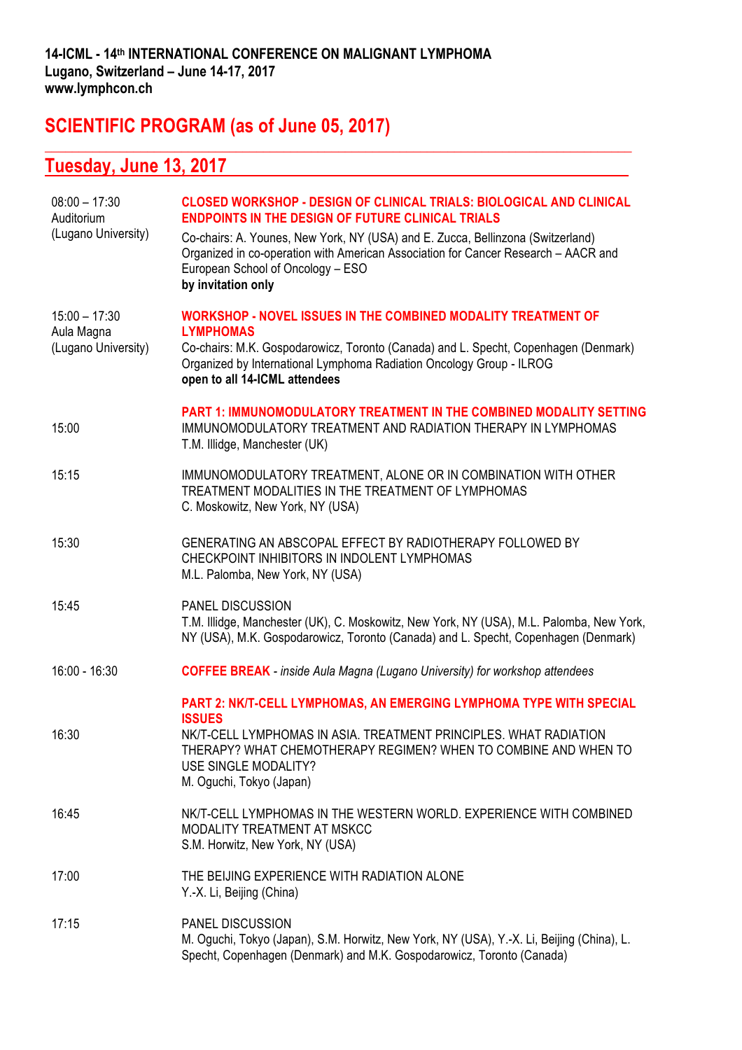**14-ICML - 14th INTERNATIONAL CONFERENCE ON MALIGNANT LYMPHOMA**
**Lugano, Switzerland – June 14-17, 2017**
**www.lymphcon.ch**

# SCIENTIFIC PROGRAM (as of June 05, 2017)

## Tuesday, June 13, 2017

| | |
|---|---|
| 08:00 – 17:30<br>Auditorium<br>(Lugano University) | **CLOSED WORKSHOP - DESIGN OF CLINICAL TRIALS: BIOLOGICAL AND CLINICAL ENDPOINTS IN THE DESIGN OF FUTURE CLINICAL TRIALS**<br>Co-chairs: A. Younes, New York, NY (USA) and E. Zucca, Bellinzona (Switzerland)<br>Organized in co-operation with American Association for Cancer Research – AACR and European School of Oncology – ESO<br>**by invitation only** |
| 15:00 – 17:30<br>Aula Magna<br>(Lugano University) | **WORKSHOP - NOVEL ISSUES IN THE COMBINED MODALITY TREATMENT OF LYMPHOMAS**<br>Co-chairs: M.K. Gospodarowicz, Toronto (Canada) and L. Specht, Copenhagen (Denmark)<br>Organized by International Lymphoma Radiation Oncology Group - ILROG<br>**open to all 14-ICML attendees** |
| | **PART 1: IMMUNOMODULATORY TREATMENT IN THE COMBINED MODALITY SETTING** |
| 15:00 | IMMUNOMODULATORY TREATMENT AND RADIATION THERAPY IN LYMPHOMAS<br>T.M. Illidge, Manchester (UK) |
| 15:15 | IMMUNOMODULATORY TREATMENT, ALONE OR IN COMBINATION WITH OTHER TREATMENT MODALITIES IN THE TREATMENT OF LYMPHOMAS<br>C. Moskowitz, New York, NY (USA) |
| 15:30 | GENERATING AN ABSCOPAL EFFECT BY RADIOTHERAPY FOLLOWED BY CHECKPOINT INHIBITORS IN INDOLENT LYMPHOMAS<br>M.L. Palomba, New York, NY (USA) |
| 15:45 | PANEL DISCUSSION<br>T.M. Illidge, Manchester (UK), C. Moskowitz, New York, NY (USA), M.L. Palomba, New York, NY (USA), M.K. Gospodarowicz, Toronto (Canada) and L. Specht, Copenhagen (Denmark) |
| 16:00 - 16:30 | **COFFEE BREAK** - *inside Aula Magna (Lugano University) for workshop attendees* |
| | **PART 2: NK/T-CELL LYMPHOMAS, AN EMERGING LYMPHOMA TYPE WITH SPECIAL ISSUES** |
| 16:30 | NK/T-CELL LYMPHOMAS IN ASIA. TREATMENT PRINCIPLES. WHAT RADIATION THERAPY? WHAT CHEMOTHERAPY REGIMEN? WHEN TO COMBINE AND WHEN TO USE SINGLE MODALITY?<br>M. Oguchi, Tokyo (Japan) |
| 16:45 | NK/T-CELL LYMPHOMAS IN THE WESTERN WORLD. EXPERIENCE WITH COMBINED MODALITY TREATMENT AT MSKCC<br>S.M. Horwitz, New York, NY (USA) |
| 17:00 | THE BEIJING EXPERIENCE WITH RADIATION ALONE<br>Y.-X. Li, Beijing (China) |
| 17:15 | PANEL DISCUSSION<br>M. Oguchi, Tokyo (Japan), S.M. Horwitz, New York, NY (USA), Y.-X. Li, Beijing (China), L. Specht, Copenhagen (Denmark) and M.K. Gospodarowicz, Toronto (Canada) |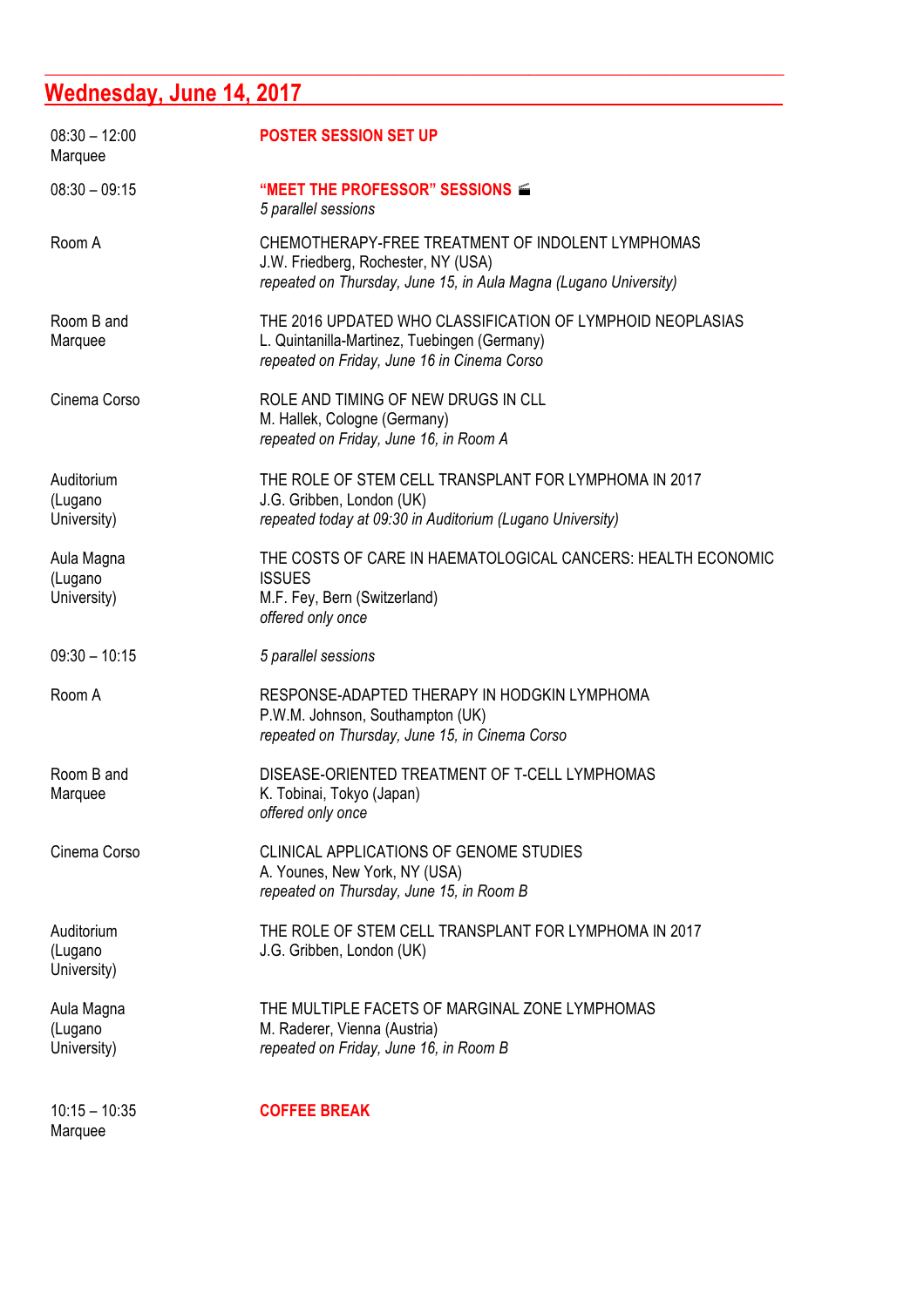## Wednesday, June 14, 2017

08:30 – 12:00
Marquee

**POSTER SESSION SET UP**

08:30 – 09:15

**"MEET THE PROFESSOR" SESSIONS** 🎬
*5 parallel sessions*

Room A

CHEMOTHERAPY-FREE TREATMENT OF INDOLENT LYMPHOMAS
J.W. Friedberg, Rochester, NY (USA)
*repeated on Thursday, June 15, in Aula Magna (Lugano University)*

Room B and Marquee

THE 2016 UPDATED WHO CLASSIFICATION OF LYMPHOID NEOPLASIAS
L. Quintanilla-Martinez, Tuebingen (Germany)
*repeated on Friday, June 16 in Cinema Corso*

Cinema Corso

ROLE AND TIMING OF NEW DRUGS IN CLL
M. Hallek, Cologne (Germany)
*repeated on Friday, June 16, in Room A*

Auditorium (Lugano University)

THE ROLE OF STEM CELL TRANSPLANT FOR LYMPHOMA IN 2017
J.G. Gribben, London (UK)
*repeated today at 09:30 in Auditorium (Lugano University)*

Aula Magna (Lugano University)

THE COSTS OF CARE IN HAEMATOLOGICAL CANCERS: HEALTH ECONOMIC ISSUES
M.F. Fey, Bern (Switzerland)
*offered only once*

09:30 – 10:15

*5 parallel sessions*

Room A

RESPONSE-ADAPTED THERAPY IN HODGKIN LYMPHOMA
P.W.M. Johnson, Southampton (UK)
*repeated on Thursday, June 15, in Cinema Corso*

Room B and Marquee

DISEASE-ORIENTED TREATMENT OF T-CELL LYMPHOMAS
K. Tobinai, Tokyo (Japan)
*offered only once*

Cinema Corso

CLINICAL APPLICATIONS OF GENOME STUDIES
A. Younes, New York, NY (USA)
*repeated on Thursday, June 15, in Room B*

Auditorium (Lugano University)

THE ROLE OF STEM CELL TRANSPLANT FOR LYMPHOMA IN 2017
J.G. Gribben, London (UK)

Aula Magna (Lugano University)

THE MULTIPLE FACETS OF MARGINAL ZONE LYMPHOMAS
M. Raderer, Vienna (Austria)
*repeated on Friday, June 16, in Room B*

10:15 – 10:35
Marquee

**COFFEE BREAK**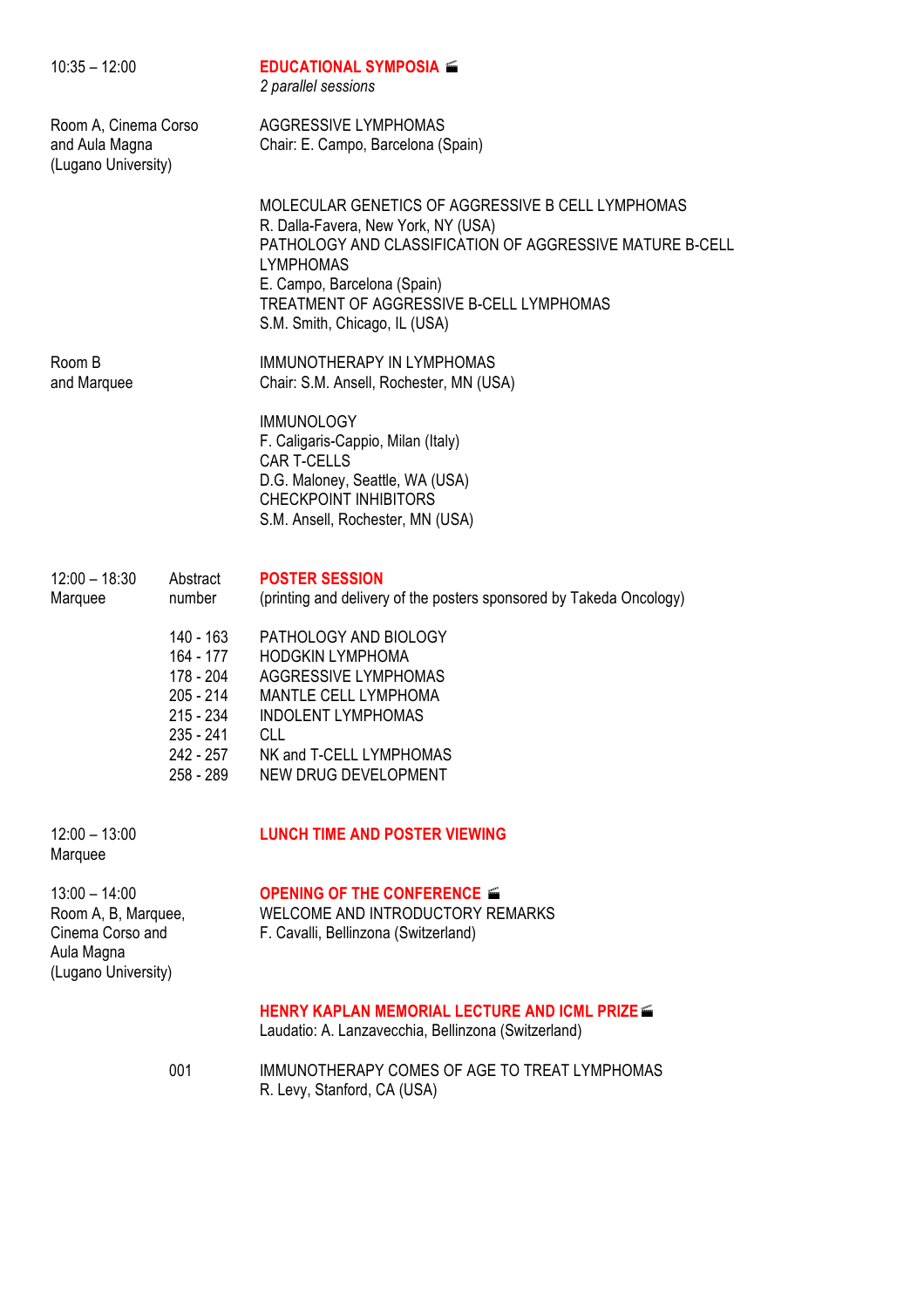10:35 – 12:00

**EDUCATIONAL SYMPOSIA**
*2 parallel sessions*

Room A, Cinema Corso and Aula Magna (Lugano University)

AGGRESSIVE LYMPHOMAS
Chair: E. Campo, Barcelona (Spain)

MOLECULAR GENETICS OF AGGRESSIVE B CELL LYMPHOMAS
R. Dalla-Favera, New York, NY (USA)
PATHOLOGY AND CLASSIFICATION OF AGGRESSIVE MATURE B-CELL LYMPHOMAS
E. Campo, Barcelona (Spain)
TREATMENT OF AGGRESSIVE B-CELL LYMPHOMAS
S.M. Smith, Chicago, IL (USA)

Room B and Marquee

IMMUNOTHERAPY IN LYMPHOMAS
Chair: S.M. Ansell, Rochester, MN (USA)

IMMUNOLOGY
F. Caligaris-Cappio, Milan (Italy)
CAR T-CELLS
D.G. Maloney, Seattle, WA (USA)
CHECKPOINT INHIBITORS
S.M. Ansell, Rochester, MN (USA)

12:00 – 18:30
Marquee

**POSTER SESSION**
(printing and delivery of the posters sponsored by Takeda Oncology)

| Abstract number | |
|---|---|
| 140 - 163 | PATHOLOGY AND BIOLOGY |
| 164 - 177 | HODGKIN LYMPHOMA |
| 178 - 204 | AGGRESSIVE LYMPHOMAS |
| 205 - 214 | MANTLE CELL LYMPHOMA |
| 215 - 234 | INDOLENT LYMPHOMAS |
| 235 - 241 | CLL |
| 242 - 257 | NK and T-CELL LYMPHOMAS |
| 258 - 289 | NEW DRUG DEVELOPMENT |

12:00 – 13:00
Marquee

**LUNCH TIME AND POSTER VIEWING**

13:00 – 14:00
Room A, B, Marquee, Cinema Corso and Aula Magna (Lugano University)

**OPENING OF THE CONFERENCE**
WELCOME AND INTRODUCTORY REMARKS
F. Cavalli, Bellinzona (Switzerland)

**HENRY KAPLAN MEMORIAL LECTURE AND ICML PRIZE**
Laudatio: A. Lanzavecchia, Bellinzona (Switzerland)

001 IMMUNOTHERAPY COMES OF AGE TO TREAT LYMPHOMAS
R. Levy, Stanford, CA (USA)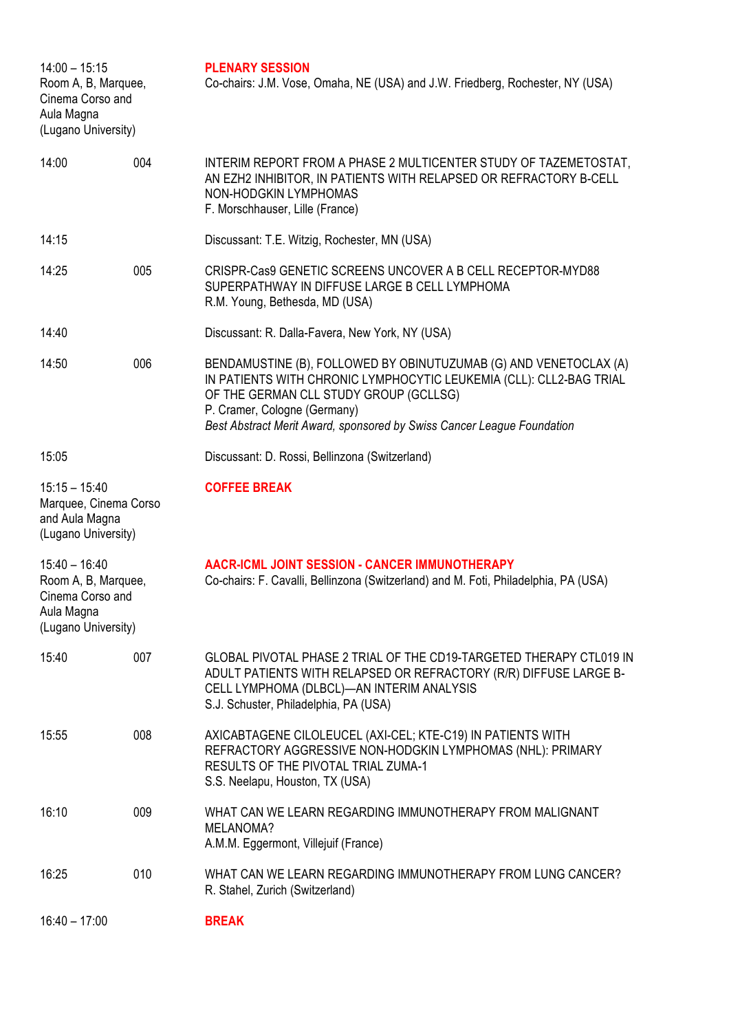**14:00 – 15:15**
Room A, B, Marquee, Cinema Corso and Aula Magna (Lugano University)

## PLENARY SESSION

Co-chairs: J.M. Vose, Omaha, NE (USA) and J.W. Friedberg, Rochester, NY (USA)

**14:00** — 004
INTERIM REPORT FROM A PHASE 2 MULTICENTER STUDY OF TAZEMETOSTAT, AN EZH2 INHIBITOR, IN PATIENTS WITH RELAPSED OR REFRACTORY B-CELL NON-HODGKIN LYMPHOMAS
F. Morschhauser, Lille (France)

**14:15**
Discussant: T.E. Witzig, Rochester, MN (USA)

**14:25** — 005
CRISPR-Cas9 GENETIC SCREENS UNCOVER A B CELL RECEPTOR-MYD88 SUPERPATHWAY IN DIFFUSE LARGE B CELL LYMPHOMA
R.M. Young, Bethesda, MD (USA)

**14:40**
Discussant: R. Dalla-Favera, New York, NY (USA)

**14:50** — 006
BENDAMUSTINE (B), FOLLOWED BY OBINUTUZUMAB (G) AND VENETOCLAX (A) IN PATIENTS WITH CHRONIC LYMPHOCYTIC LEUKEMIA (CLL): CLL2-BAG TRIAL OF THE GERMAN CLL STUDY GROUP (GCLLSG)
P. Cramer, Cologne (Germany)
*Best Abstract Merit Award, sponsored by Swiss Cancer League Foundation*

**15:05**
Discussant: D. Rossi, Bellinzona (Switzerland)

**15:15 – 15:40**
Marquee, Cinema Corso and Aula Magna (Lugano University)

## COFFEE BREAK

**15:40 – 16:40**
Room A, B, Marquee, Cinema Corso and Aula Magna (Lugano University)

## AACR-ICML JOINT SESSION - CANCER IMMUNOTHERAPY

Co-chairs: F. Cavalli, Bellinzona (Switzerland) and M. Foti, Philadelphia, PA (USA)

**15:40** — 007
GLOBAL PIVOTAL PHASE 2 TRIAL OF THE CD19-TARGETED THERAPY CTL019 IN ADULT PATIENTS WITH RELAPSED OR REFRACTORY (R/R) DIFFUSE LARGE B-CELL LYMPHOMA (DLBCL)—AN INTERIM ANALYSIS
S.J. Schuster, Philadelphia, PA (USA)

**15:55** — 008
AXICABTAGENE CILOLEUCEL (AXI-CEL; KTE-C19) IN PATIENTS WITH REFRACTORY AGGRESSIVE NON-HODGKIN LYMPHOMAS (NHL): PRIMARY RESULTS OF THE PIVOTAL TRIAL ZUMA-1
S.S. Neelapu, Houston, TX (USA)

**16:10** — 009
WHAT CAN WE LEARN REGARDING IMMUNOTHERAPY FROM MALIGNANT MELANOMA?
A.M.M. Eggermont, Villejuif (France)

**16:25** — 010
WHAT CAN WE LEARN REGARDING IMMUNOTHERAPY FROM LUNG CANCER?
R. Stahel, Zurich (Switzerland)

**16:40 – 17:00**

## BREAK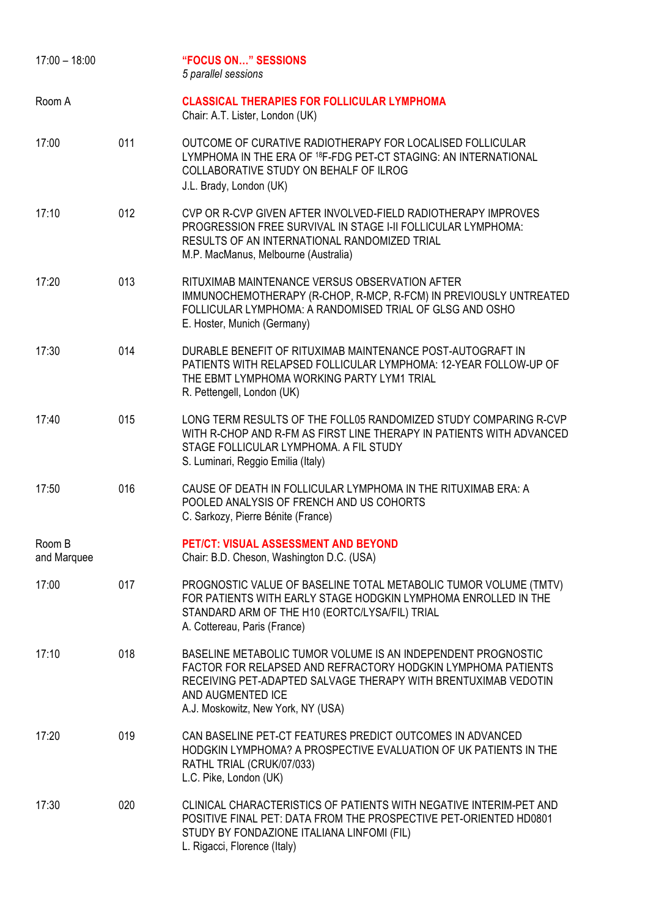| | | |
|---|---|---|
| 17:00 – 18:00 | | **"FOCUS ON…" SESSIONS**<br>*5 parallel sessions* |
| Room A | | **CLASSICAL THERAPIES FOR FOLLICULAR LYMPHOMA**<br>Chair: A.T. Lister, London (UK) |
| 17:00 | 011 | OUTCOME OF CURATIVE RADIOTHERAPY FOR LOCALISED FOLLICULAR LYMPHOMA IN THE ERA OF $^{18}$F-FDG PET-CT STAGING: AN INTERNATIONAL COLLABORATIVE STUDY ON BEHALF OF ILROG<br>J.L. Brady, London (UK) |
| 17:10 | 012 | CVP OR R-CVP GIVEN AFTER INVOLVED-FIELD RADIOTHERAPY IMPROVES PROGRESSION FREE SURVIVAL IN STAGE I-II FOLLICULAR LYMPHOMA: RESULTS OF AN INTERNATIONAL RANDOMIZED TRIAL<br>M.P. MacManus, Melbourne (Australia) |
| 17:20 | 013 | RITUXIMAB MAINTENANCE VERSUS OBSERVATION AFTER IMMUNOCHEMOTHERAPY (R-CHOP, R-MCP, R-FCM) IN PREVIOUSLY UNTREATED FOLLICULAR LYMPHOMA: A RANDOMISED TRIAL OF GLSG AND OSHO<br>E. Hoster, Munich (Germany) |
| 17:30 | 014 | DURABLE BENEFIT OF RITUXIMAB MAINTENANCE POST-AUTOGRAFT IN PATIENTS WITH RELAPSED FOLLICULAR LYMPHOMA: 12-YEAR FOLLOW-UP OF THE EBMT LYMPHOMA WORKING PARTY LYM1 TRIAL<br>R. Pettengell, London (UK) |
| 17:40 | 015 | LONG TERM RESULTS OF THE FOLL05 RANDOMIZED STUDY COMPARING R-CVP WITH R-CHOP AND R-FM AS FIRST LINE THERAPY IN PATIENTS WITH ADVANCED STAGE FOLLICULAR LYMPHOMA. A FIL STUDY<br>S. Luminari, Reggio Emilia (Italy) |
| 17:50 | 016 | CAUSE OF DEATH IN FOLLICULAR LYMPHOMA IN THE RITUXIMAB ERA: A POOLED ANALYSIS OF FRENCH AND US COHORTS<br>C. Sarkozy, Pierre Bénite (France) |
| Room B and Marquee | | **PET/CT: VISUAL ASSESSMENT AND BEYOND**<br>Chair: B.D. Cheson, Washington D.C. (USA) |
| 17:00 | 017 | PROGNOSTIC VALUE OF BASELINE TOTAL METABOLIC TUMOR VOLUME (TMTV) FOR PATIENTS WITH EARLY STAGE HODGKIN LYMPHOMA ENROLLED IN THE STANDARD ARM OF THE H10 (EORTC/LYSA/FIL) TRIAL<br>A. Cottereau, Paris (France) |
| 17:10 | 018 | BASELINE METABOLIC TUMOR VOLUME IS AN INDEPENDENT PROGNOSTIC FACTOR FOR RELAPSED AND REFRACTORY HODGKIN LYMPHOMA PATIENTS RECEIVING PET-ADAPTED SALVAGE THERAPY WITH BRENTUXIMAB VEDOTIN AND AUGMENTED ICE<br>A.J. Moskowitz, New York, NY (USA) |
| 17:20 | 019 | CAN BASELINE PET-CT FEATURES PREDICT OUTCOMES IN ADVANCED HODGKIN LYMPHOMA? A PROSPECTIVE EVALUATION OF UK PATIENTS IN THE RATHL TRIAL (CRUK/07/033)<br>L.C. Pike, London (UK) |
| 17:30 | 020 | CLINICAL CHARACTERISTICS OF PATIENTS WITH NEGATIVE INTERIM-PET AND POSITIVE FINAL PET: DATA FROM THE PROSPECTIVE PET-ORIENTED HD0801 STUDY BY FONDAZIONE ITALIANA LINFOMI (FIL)<br>L. Rigacci, Florence (Italy) |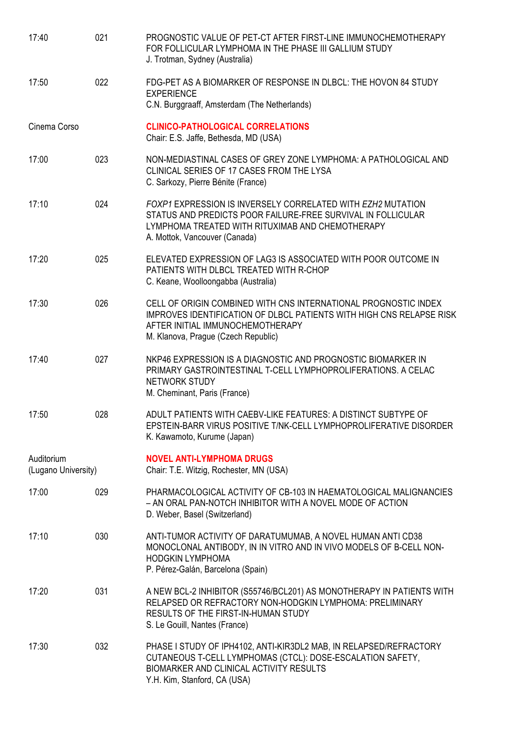| | | |
|---|---|---|
| 17:40 | 021 | PROGNOSTIC VALUE OF PET-CT AFTER FIRST-LINE IMMUNOCHEMOTHERAPY FOR FOLLICULAR LYMPHOMA IN THE PHASE III GALLIUM STUDY<br>J. Trotman, Sydney (Australia) |
| 17:50 | 022 | FDG-PET AS A BIOMARKER OF RESPONSE IN DLBCL: THE HOVON 84 STUDY EXPERIENCE<br>C.N. Burggraaff, Amsterdam (The Netherlands) |
| Cinema Corso | | **CLINICO-PATHOLOGICAL CORRELATIONS**<br>Chair: E.S. Jaffe, Bethesda, MD (USA) |
| 17:00 | 023 | NON-MEDIASTINAL CASES OF GREY ZONE LYMPHOMA: A PATHOLOGICAL AND CLINICAL SERIES OF 17 CASES FROM THE LYSA<br>C. Sarkozy, Pierre Bénite (France) |
| 17:10 | 024 | *FOXP1* EXPRESSION IS INVERSELY CORRELATED WITH *EZH2* MUTATION STATUS AND PREDICTS POOR FAILURE-FREE SURVIVAL IN FOLLICULAR LYMPHOMA TREATED WITH RITUXIMAB AND CHEMOTHERAPY<br>A. Mottok, Vancouver (Canada) |
| 17:20 | 025 | ELEVATED EXPRESSION OF LAG3 IS ASSOCIATED WITH POOR OUTCOME IN PATIENTS WITH DLBCL TREATED WITH R-CHOP<br>C. Keane, Woolloongabba (Australia) |
| 17:30 | 026 | CELL OF ORIGIN COMBINED WITH CNS INTERNATIONAL PROGNOSTIC INDEX IMPROVES IDENTIFICATION OF DLBCL PATIENTS WITH HIGH CNS RELAPSE RISK AFTER INITIAL IMMUNOCHEMOTHERAPY<br>M. Klanova, Prague (Czech Republic) |
| 17:40 | 027 | NKP46 EXPRESSION IS A DIAGNOSTIC AND PROGNOSTIC BIOMARKER IN PRIMARY GASTROINTESTINAL T-CELL LYMPHOPROLIFERATIONS. A CELAC NETWORK STUDY<br>M. Cheminant, Paris (France) |
| 17:50 | 028 | ADULT PATIENTS WITH CAEBV-LIKE FEATURES: A DISTINCT SUBTYPE OF EPSTEIN-BARR VIRUS POSITIVE T/NK-CELL LYMPHOPROLIFERATIVE DISORDER<br>K. Kawamoto, Kurume (Japan) |
| Auditorium (Lugano University) | | **NOVEL ANTI-LYMPHOMA DRUGS**<br>Chair: T.E. Witzig, Rochester, MN (USA) |
| 17:00 | 029 | PHARMACOLOGICAL ACTIVITY OF CB-103 IN HAEMATOLOGICAL MALIGNANCIES – AN ORAL PAN-NOTCH INHIBITOR WITH A NOVEL MODE OF ACTION<br>D. Weber, Basel (Switzerland) |
| 17:10 | 030 | ANTI-TUMOR ACTIVITY OF DARATUMUMAB, A NOVEL HUMAN ANTI CD38 MONOCLONAL ANTIBODY, IN IN VITRO AND IN VIVO MODELS OF B-CELL NON-HODGKIN LYMPHOMA<br>P. Pérez-Galán, Barcelona (Spain) |
| 17:20 | 031 | A NEW BCL-2 INHIBITOR (S55746/BCL201) AS MONOTHERAPY IN PATIENTS WITH RELAPSED OR REFRACTORY NON-HODGKIN LYMPHOMA: PRELIMINARY RESULTS OF THE FIRST-IN-HUMAN STUDY<br>S. Le Gouill, Nantes (France) |
| 17:30 | 032 | PHASE I STUDY OF IPH4102, ANTI-KIR3DL2 MAB, IN RELAPSED/REFRACTORY CUTANEOUS T-CELL LYMPHOMAS (CTCL): DOSE-ESCALATION SAFETY, BIOMARKER AND CLINICAL ACTIVITY RESULTS<br>Y.H. Kim, Stanford, CA (USA) |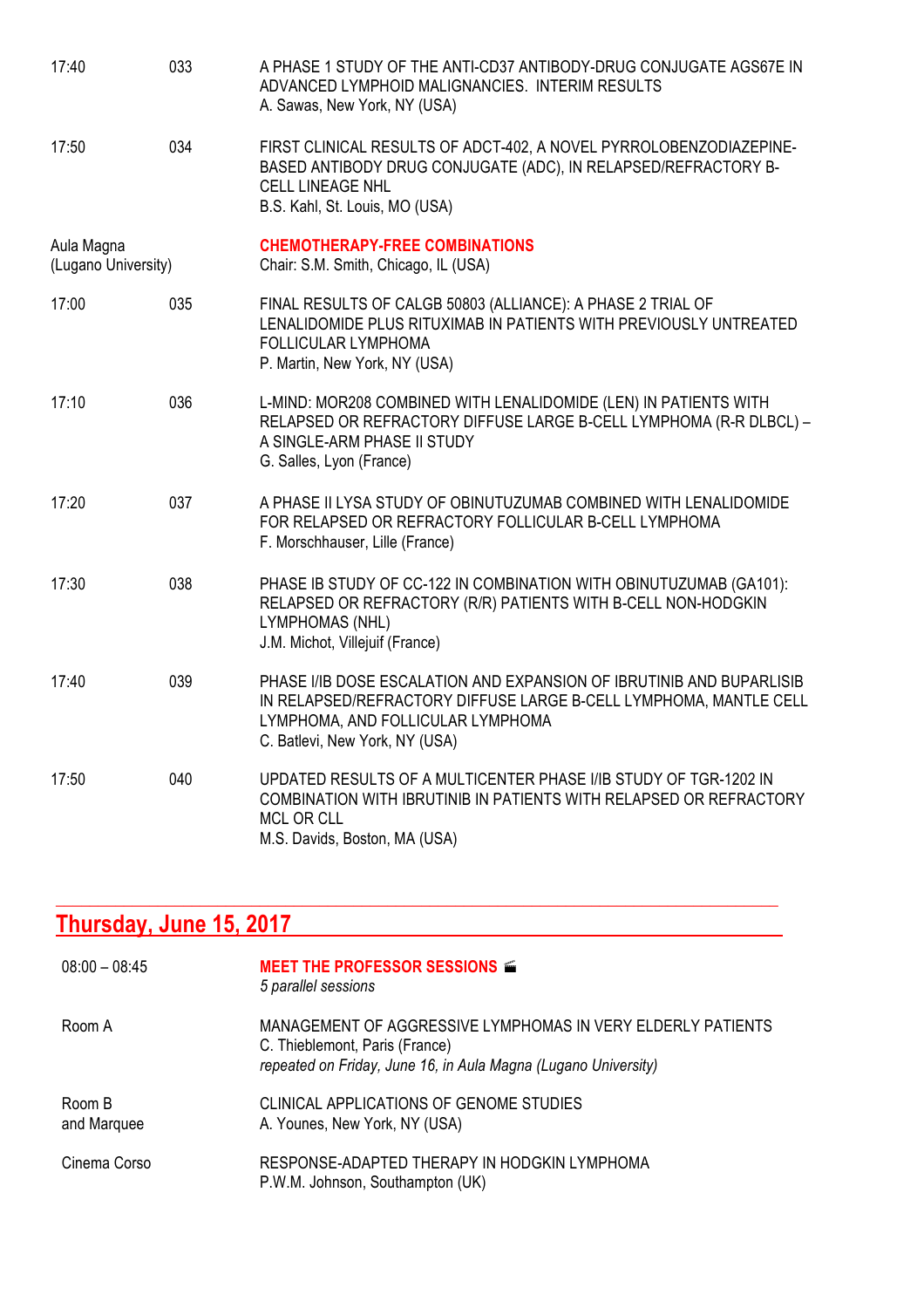17:40 033 A PHASE 1 STUDY OF THE ANTI-CD37 ANTIBODY-DRUG CONJUGATE AGS67E IN ADVANCED LYMPHOID MALIGNANCIES. INTERIM RESULTS
A. Sawas, New York, NY (USA)

17:50 034 FIRST CLINICAL RESULTS OF ADCT-402, A NOVEL PYRROLOBENZODIAZEPINE-BASED ANTIBODY DRUG CONJUGATE (ADC), IN RELAPSED/REFRACTORY B-CELL LINEAGE NHL
B.S. Kahl, St. Louis, MO (USA)

Aula Magna (Lugano University) **CHEMOTHERAPY-FREE COMBINATIONS**
Chair: S.M. Smith, Chicago, IL (USA)

17:00 035 FINAL RESULTS OF CALGB 50803 (ALLIANCE): A PHASE 2 TRIAL OF LENALIDOMIDE PLUS RITUXIMAB IN PATIENTS WITH PREVIOUSLY UNTREATED FOLLICULAR LYMPHOMA
P. Martin, New York, NY (USA)

17:10 036 L-MIND: MOR208 COMBINED WITH LENALIDOMIDE (LEN) IN PATIENTS WITH RELAPSED OR REFRACTORY DIFFUSE LARGE B-CELL LYMPHOMA (R-R DLBCL) – A SINGLE-ARM PHASE II STUDY
G. Salles, Lyon (France)

17:20 037 A PHASE II LYSA STUDY OF OBINUTUZUMAB COMBINED WITH LENALIDOMIDE FOR RELAPSED OR REFRACTORY FOLLICULAR B-CELL LYMPHOMA
F. Morschhauser, Lille (France)

17:30 038 PHASE IB STUDY OF CC-122 IN COMBINATION WITH OBINUTUZUMAB (GA101): RELAPSED OR REFRACTORY (R/R) PATIENTS WITH B-CELL NON-HODGKIN LYMPHOMAS (NHL)
J.M. Michot, Villejuif (France)

17:40 039 PHASE I/IB DOSE ESCALATION AND EXPANSION OF IBRUTINIB AND BUPARLISIB IN RELAPSED/REFRACTORY DIFFUSE LARGE B-CELL LYMPHOMA, MANTLE CELL LYMPHOMA, AND FOLLICULAR LYMPHOMA
C. Batlevi, New York, NY (USA)

17:50 040 UPDATED RESULTS OF A MULTICENTER PHASE I/IB STUDY OF TGR-1202 IN COMBINATION WITH IBRUTINIB IN PATIENTS WITH RELAPSED OR REFRACTORY MCL OR CLL
M.S. Davids, Boston, MA (USA)

## Thursday, June 15, 2017

08:00 – 08:45 **MEET THE PROFESSOR SESSIONS**
*5 parallel sessions*

Room A MANAGEMENT OF AGGRESSIVE LYMPHOMAS IN VERY ELDERLY PATIENTS
C. Thieblemont, Paris (France)
*repeated on Friday, June 16, in Aula Magna (Lugano University)*

Room B and Marquee CLINICAL APPLICATIONS OF GENOME STUDIES
A. Younes, New York, NY (USA)

Cinema Corso RESPONSE-ADAPTED THERAPY IN HODGKIN LYMPHOMA
P.W.M. Johnson, Southampton (UK)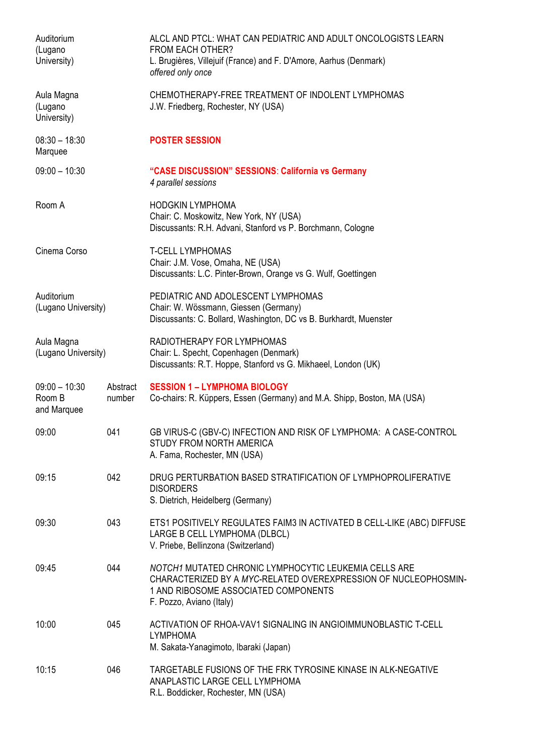Auditorium (Lugano University)

ALCL AND PTCL: WHAT CAN PEDIATRIC AND ADULT ONCOLOGISTS LEARN FROM EACH OTHER?
L. Brugières, Villejuif (France) and F. D'Amore, Aarhus (Denmark)
*offered only once*

Aula Magna (Lugano University)

CHEMOTHERAPY-FREE TREATMENT OF INDOLENT LYMPHOMAS
J.W. Friedberg, Rochester, NY (USA)

08:30 – 18:30
Marquee

**POSTER SESSION**

09:00 – 10:30

**"CASE DISCUSSION" SESSIONS: California vs Germany**
*4 parallel sessions*

Room A

HODGKIN LYMPHOMA
Chair: C. Moskowitz, New York, NY (USA)
Discussants: R.H. Advani, Stanford vs P. Borchmann, Cologne

Cinema Corso

T-CELL LYMPHOMAS
Chair: J.M. Vose, Omaha, NE (USA)
Discussants: L.C. Pinter-Brown, Orange vs G. Wulf, Goettingen

Auditorium (Lugano University)

PEDIATRIC AND ADOLESCENT LYMPHOMAS
Chair: W. Wössmann, Giessen (Germany)
Discussants: C. Bollard, Washington, DC vs B. Burkhardt, Muenster

Aula Magna (Lugano University)

RADIOTHERAPY FOR LYMPHOMAS
Chair: L. Specht, Copenhagen (Denmark)
Discussants: R.T. Hoppe, Stanford vs G. Mikhaeel, London (UK)

| 09:00 – 10:30 Room B and Marquee | Abstract number | **SESSION 1 – LYMPHOMA BIOLOGY**<br>Co-chairs: R. Küppers, Essen (Germany) and M.A. Shipp, Boston, MA (USA) |
|---|---|---|
| 09:00 | 041 | GB VIRUS-C (GBV-C) INFECTION AND RISK OF LYMPHOMA: A CASE-CONTROL STUDY FROM NORTH AMERICA<br>A. Fama, Rochester, MN (USA) |
| 09:15 | 042 | DRUG PERTURBATION BASED STRATIFICATION OF LYMPHOPROLIFERATIVE DISORDERS<br>S. Dietrich, Heidelberg (Germany) |
| 09:30 | 043 | ETS1 POSITIVELY REGULATES FAIM3 IN ACTIVATED B CELL-LIKE (ABC) DIFFUSE LARGE B CELL LYMPHOMA (DLBCL)<br>V. Priebe, Bellinzona (Switzerland) |
| 09:45 | 044 | *NOTCH1* MUTATED CHRONIC LYMPHOCYTIC LEUKEMIA CELLS ARE CHARACTERIZED BY A *MYC*-RELATED OVEREXPRESSION OF NUCLEOPHOSMIN-1 AND RIBOSOME ASSOCIATED COMPONENTS<br>F. Pozzo, Aviano (Italy) |
| 10:00 | 045 | ACTIVATION OF RHOA-VAV1 SIGNALING IN ANGIOIMMUNOBLASTIC T-CELL LYMPHOMA<br>M. Sakata-Yanagimoto, Ibaraki (Japan) |
| 10:15 | 046 | TARGETABLE FUSIONS OF THE FRK TYROSINE KINASE IN ALK-NEGATIVE ANAPLASTIC LARGE CELL LYMPHOMA<br>R.L. Boddicker, Rochester, MN (USA) |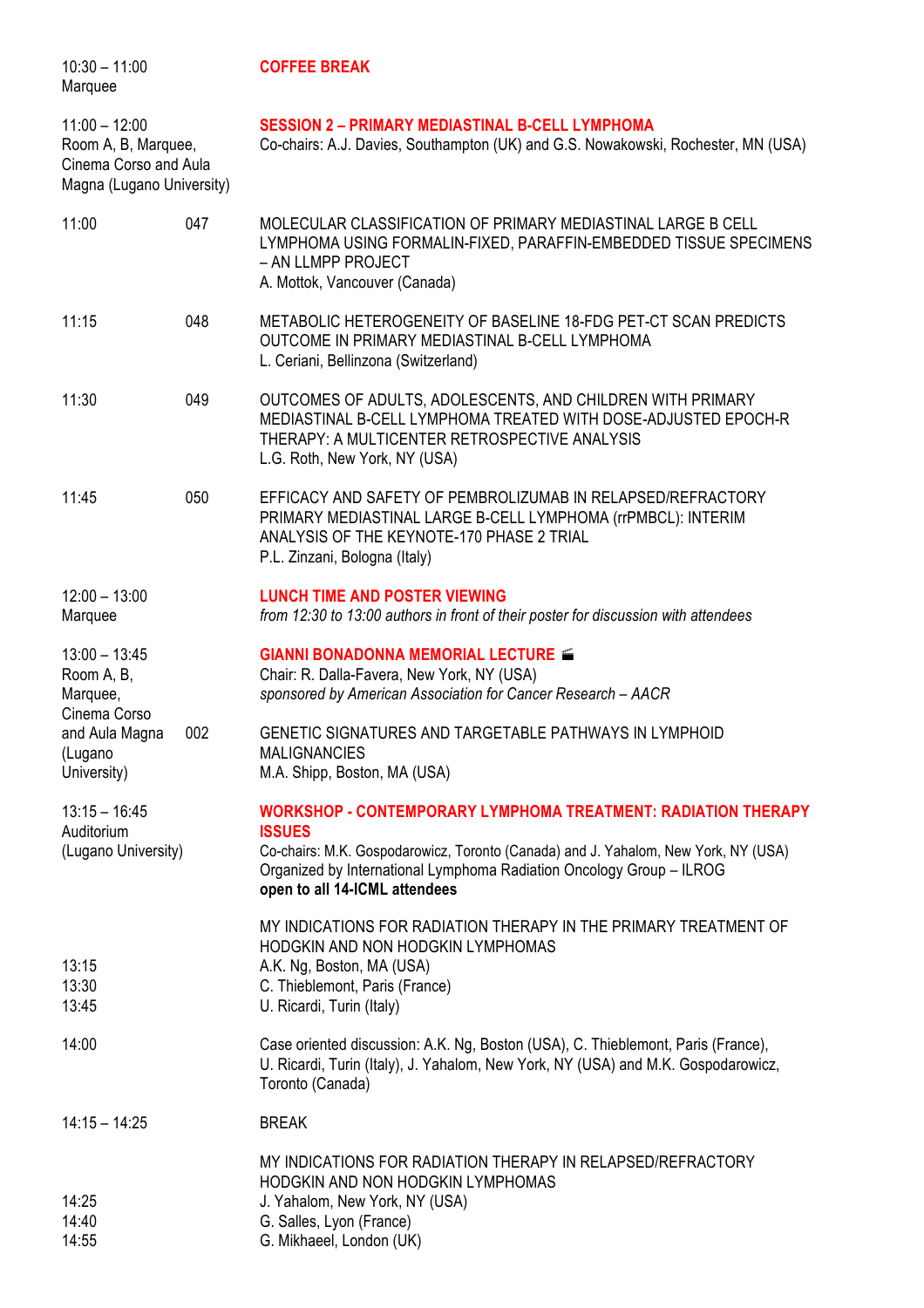| | | |
|---|---|---|
| 10:30 – 11:00<br>Marquee | | **COFFEE BREAK** |
| 11:00 – 12:00<br>Room A, B, Marquee, Cinema Corso and Aula Magna (Lugano University) | | **SESSION 2 – PRIMARY MEDIASTINAL B-CELL LYMPHOMA**<br>Co-chairs: A.J. Davies, Southampton (UK) and G.S. Nowakowski, Rochester, MN (USA) |
| 11:00 | 047 | MOLECULAR CLASSIFICATION OF PRIMARY MEDIASTINAL LARGE B CELL LYMPHOMA USING FORMALIN-FIXED, PARAFFIN-EMBEDDED TISSUE SPECIMENS – AN LLMPP PROJECT<br>A. Mottok, Vancouver (Canada) |
| 11:15 | 048 | METABOLIC HETEROGENEITY OF BASELINE 18-FDG PET-CT SCAN PREDICTS OUTCOME IN PRIMARY MEDIASTINAL B-CELL LYMPHOMA<br>L. Ceriani, Bellinzona (Switzerland) |
| 11:30 | 049 | OUTCOMES OF ADULTS, ADOLESCENTS, AND CHILDREN WITH PRIMARY MEDIASTINAL B-CELL LYMPHOMA TREATED WITH DOSE-ADJUSTED EPOCH-R THERAPY: A MULTICENTER RETROSPECTIVE ANALYSIS<br>L.G. Roth, New York, NY (USA) |
| 11:45 | 050 | EFFICACY AND SAFETY OF PEMBROLIZUMAB IN RELAPSED/REFRACTORY PRIMARY MEDIASTINAL LARGE B-CELL LYMPHOMA (rrPMBCL): INTERIM ANALYSIS OF THE KEYNOTE-170 PHASE 2 TRIAL<br>P.L. Zinzani, Bologna (Italy) |
| 12:00 – 13:00<br>Marquee | | **LUNCH TIME AND POSTER VIEWING**<br>*from 12:30 to 13:00 authors in front of their poster for discussion with attendees* |
| 13:00 – 13:45<br>Room A, B, Marquee, Cinema Corso and Aula Magna (Lugano University) | | **GIANNI BONADONNA MEMORIAL LECTURE**<br>Chair: R. Dalla-Favera, New York, NY (USA)<br>*sponsored by American Association for Cancer Research – AACR* |
| | 002 | GENETIC SIGNATURES AND TARGETABLE PATHWAYS IN LYMPHOID MALIGNANCIES<br>M.A. Shipp, Boston, MA (USA) |
| 13:15 – 16:45<br>Auditorium (Lugano University) | | **WORKSHOP - CONTEMPORARY LYMPHOMA TREATMENT: RADIATION THERAPY ISSUES**<br>Co-chairs: M.K. Gospodarowicz, Toronto (Canada) and J. Yahalom, New York, NY (USA)<br>Organized by International Lymphoma Radiation Oncology Group – ILROG<br>**open to all 14-ICML attendees** |
| | | MY INDICATIONS FOR RADIATION THERAPY IN THE PRIMARY TREATMENT OF HODGKIN AND NON HODGKIN LYMPHOMAS |
| 13:15 | | A.K. Ng, Boston, MA (USA) |
| 13:30 | | C. Thieblemont, Paris (France) |
| 13:45 | | U. Ricardi, Turin (Italy) |
| 14:00 | | Case oriented discussion: A.K. Ng, Boston (USA), C. Thieblemont, Paris (France), U. Ricardi, Turin (Italy), J. Yahalom, New York, NY (USA) and M.K. Gospodarowicz, Toronto (Canada) |
| 14:15 – 14:25 | | BREAK |
| | | MY INDICATIONS FOR RADIATION THERAPY IN RELAPSED/REFRACTORY HODGKIN AND NON HODGKIN LYMPHOMAS |
| 14:25 | | J. Yahalom, New York, NY (USA) |
| 14:40 | | G. Salles, Lyon (France) |
| 14:55 | | G. Mikhaeel, London (UK) |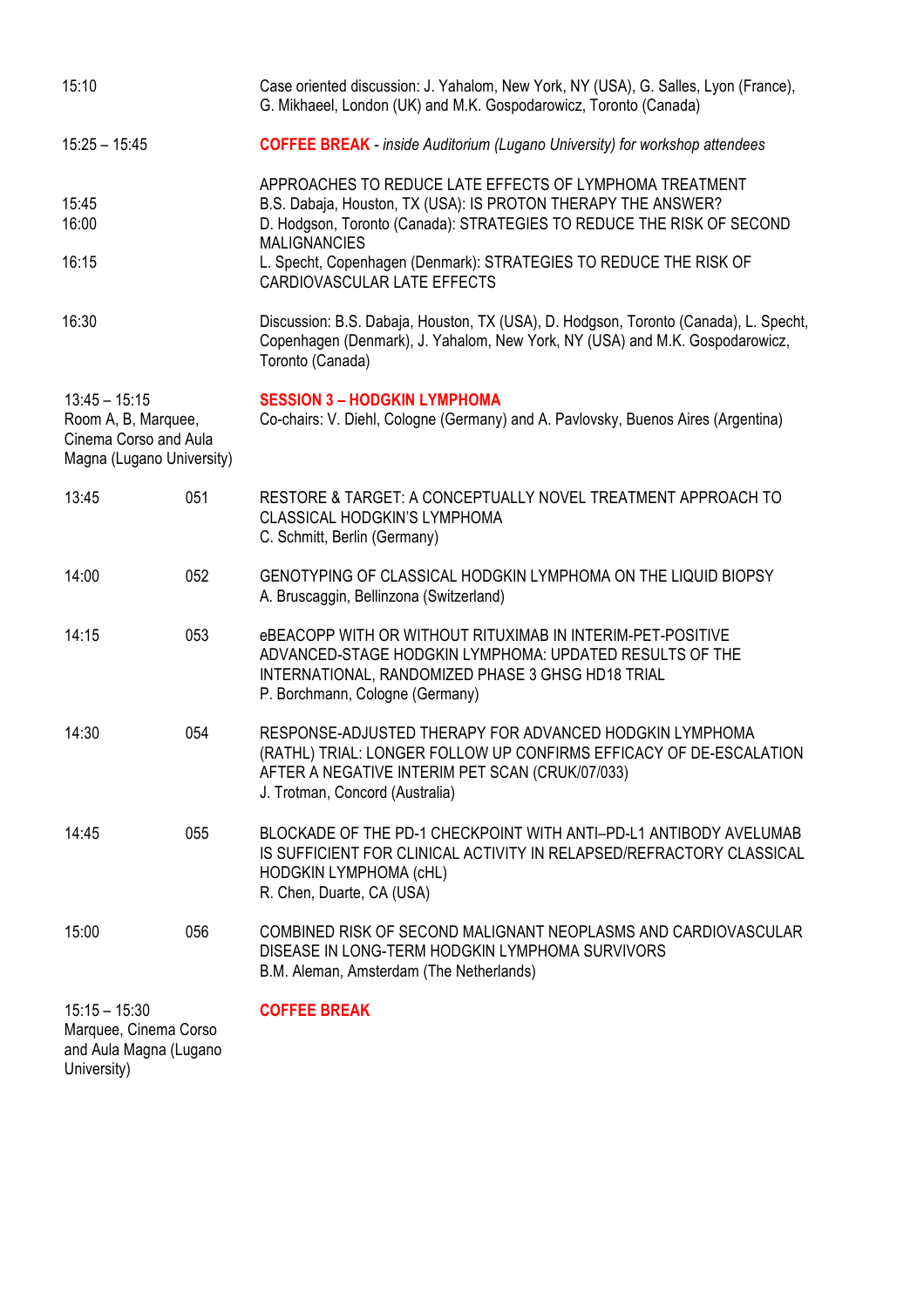| | | |
|---|---|---|
| 15:10 | | Case oriented discussion: J. Yahalom, New York, NY (USA), G. Salles, Lyon (France), G. Mikhaeel, London (UK) and M.K. Gospodarowicz, Toronto (Canada) |
| 15:25 – 15:45 | | **COFFEE BREAK** - *inside Auditorium (Lugano University) for workshop attendees* |
| | | APPROACHES TO REDUCE LATE EFFECTS OF LYMPHOMA TREATMENT |
| 15:45 | | B.S. Dabaja, Houston, TX (USA): IS PROTON THERAPY THE ANSWER? |
| 16:00 | | D. Hodgson, Toronto (Canada): STRATEGIES TO REDUCE THE RISK OF SECOND MALIGNANCIES |
| 16:15 | | L. Specht, Copenhagen (Denmark): STRATEGIES TO REDUCE THE RISK OF CARDIOVASCULAR LATE EFFECTS |
| 16:30 | | Discussion: B.S. Dabaja, Houston, TX (USA), D. Hodgson, Toronto (Canada), L. Specht, Copenhagen (Denmark), J. Yahalom, New York, NY (USA) and M.K. Gospodarowicz, Toronto (Canada) |
| 13:45 – 15:15 Room A, B, Marquee, Cinema Corso and Aula Magna (Lugano University) | | **SESSION 3 – HODGKIN LYMPHOMA** Co-chairs: V. Diehl, Cologne (Germany) and A. Pavlovsky, Buenos Aires (Argentina) |
| 13:45 | 051 | RESTORE & TARGET: A CONCEPTUALLY NOVEL TREATMENT APPROACH TO CLASSICAL HODGKIN'S LYMPHOMA C. Schmitt, Berlin (Germany) |
| 14:00 | 052 | GENOTYPING OF CLASSICAL HODGKIN LYMPHOMA ON THE LIQUID BIOPSY A. Bruscaggin, Bellinzona (Switzerland) |
| 14:15 | 053 | eBEACOPP WITH OR WITHOUT RITUXIMAB IN INTERIM-PET-POSITIVE ADVANCED-STAGE HODGKIN LYMPHOMA: UPDATED RESULTS OF THE INTERNATIONAL, RANDOMIZED PHASE 3 GHSG HD18 TRIAL P. Borchmann, Cologne (Germany) |
| 14:30 | 054 | RESPONSE-ADJUSTED THERAPY FOR ADVANCED HODGKIN LYMPHOMA (RATHL) TRIAL: LONGER FOLLOW UP CONFIRMS EFFICACY OF DE-ESCALATION AFTER A NEGATIVE INTERIM PET SCAN (CRUK/07/033) J. Trotman, Concord (Australia) |
| 14:45 | 055 | BLOCKADE OF THE PD-1 CHECKPOINT WITH ANTI–PD-L1 ANTIBODY AVELUMAB IS SUFFICIENT FOR CLINICAL ACTIVITY IN RELAPSED/REFRACTORY CLASSICAL HODGKIN LYMPHOMA (cHL) R. Chen, Duarte, CA (USA) |
| 15:00 | 056 | COMBINED RISK OF SECOND MALIGNANT NEOPLASMS AND CARDIOVASCULAR DISEASE IN LONG-TERM HODGKIN LYMPHOMA SURVIVORS B.M. Aleman, Amsterdam (The Netherlands) |
| 15:15 – 15:30 Marquee, Cinema Corso and Aula Magna (Lugano University) | | **COFFEE BREAK** |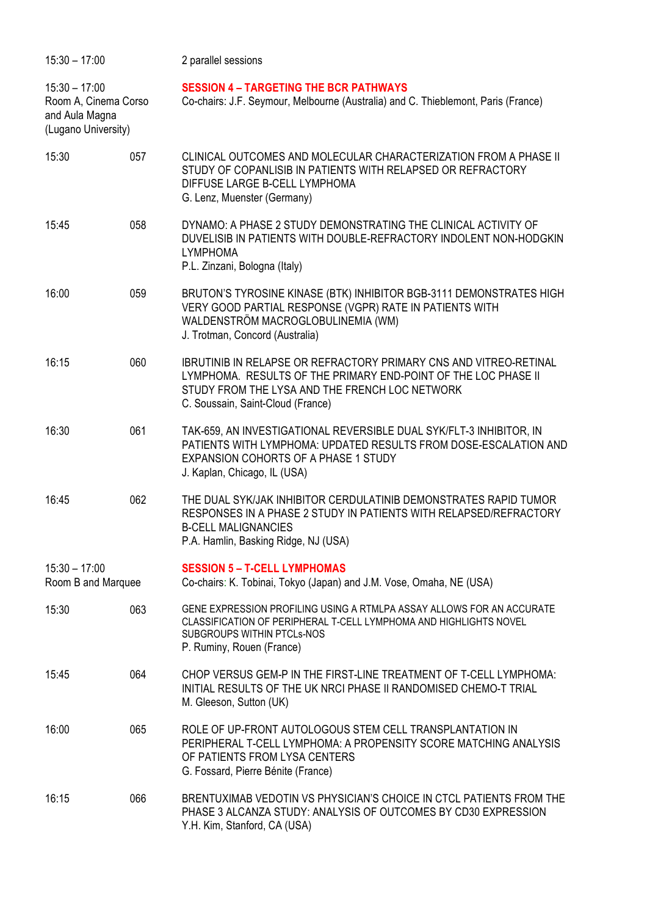| | | |
|---|---|---|
| 15:30 – 17:00 | | 2 parallel sessions |
| 15:30 – 17:00<br>Room A, Cinema Corso and Aula Magna (Lugano University) | | **SESSION 4 – TARGETING THE BCR PATHWAYS**<br>Co-chairs: J.F. Seymour, Melbourne (Australia) and C. Thieblemont, Paris (France) |
| 15:30 | 057 | CLINICAL OUTCOMES AND MOLECULAR CHARACTERIZATION FROM A PHASE II STUDY OF COPANLISIB IN PATIENTS WITH RELAPSED OR REFRACTORY DIFFUSE LARGE B-CELL LYMPHOMA<br>G. Lenz, Muenster (Germany) |
| 15:45 | 058 | DYNAMO: A PHASE 2 STUDY DEMONSTRATING THE CLINICAL ACTIVITY OF DUVELISIB IN PATIENTS WITH DOUBLE-REFRACTORY INDOLENT NON-HODGKIN LYMPHOMA<br>P.L. Zinzani, Bologna (Italy) |
| 16:00 | 059 | BRUTON'S TYROSINE KINASE (BTK) INHIBITOR BGB-3111 DEMONSTRATES HIGH VERY GOOD PARTIAL RESPONSE (VGPR) RATE IN PATIENTS WITH WALDENSTRÖM MACROGLOBULINEMIA (WM)<br>J. Trotman, Concord (Australia) |
| 16:15 | 060 | IBRUTINIB IN RELAPSE OR REFRACTORY PRIMARY CNS AND VITREO-RETINAL LYMPHOMA. RESULTS OF THE PRIMARY END-POINT OF THE LOC PHASE II STUDY FROM THE LYSA AND THE FRENCH LOC NETWORK<br>C. Soussain, Saint-Cloud (France) |
| 16:30 | 061 | TAK-659, AN INVESTIGATIONAL REVERSIBLE DUAL SYK/FLT-3 INHIBITOR, IN PATIENTS WITH LYMPHOMA: UPDATED RESULTS FROM DOSE-ESCALATION AND EXPANSION COHORTS OF A PHASE 1 STUDY<br>J. Kaplan, Chicago, IL (USA) |
| 16:45 | 062 | THE DUAL SYK/JAK INHIBITOR CERDULATINIB DEMONSTRATES RAPID TUMOR RESPONSES IN A PHASE 2 STUDY IN PATIENTS WITH RELAPSED/REFRACTORY B-CELL MALIGNANCIES<br>P.A. Hamlin, Basking Ridge, NJ (USA) |
| 15:30 – 17:00<br>Room B and Marquee | | **SESSION 5 – T-CELL LYMPHOMAS**<br>Co-chairs: K. Tobinai, Tokyo (Japan) and J.M. Vose, Omaha, NE (USA) |
| 15:30 | 063 | GENE EXPRESSION PROFILING USING A RTMLPA ASSAY ALLOWS FOR AN ACCURATE CLASSIFICATION OF PERIPHERAL T-CELL LYMPHOMA AND HIGHLIGHTS NOVEL SUBGROUPS WITHIN PTCLs-NOS<br>P. Ruminy, Rouen (France) |
| 15:45 | 064 | CHOP VERSUS GEM-P IN THE FIRST-LINE TREATMENT OF T-CELL LYMPHOMA: INITIAL RESULTS OF THE UK NRCI PHASE II RANDOMISED CHEMO-T TRIAL<br>M. Gleeson, Sutton (UK) |
| 16:00 | 065 | ROLE OF UP-FRONT AUTOLOGOUS STEM CELL TRANSPLANTATION IN PERIPHERAL T-CELL LYMPHOMA: A PROPENSITY SCORE MATCHING ANALYSIS OF PATIENTS FROM LYSA CENTERS<br>G. Fossard, Pierre Bénite (France) |
| 16:15 | 066 | BRENTUXIMAB VEDOTIN VS PHYSICIAN'S CHOICE IN CTCL PATIENTS FROM THE PHASE 3 ALCANZA STUDY: ANALYSIS OF OUTCOMES BY CD30 EXPRESSION<br>Y.H. Kim, Stanford, CA (USA) |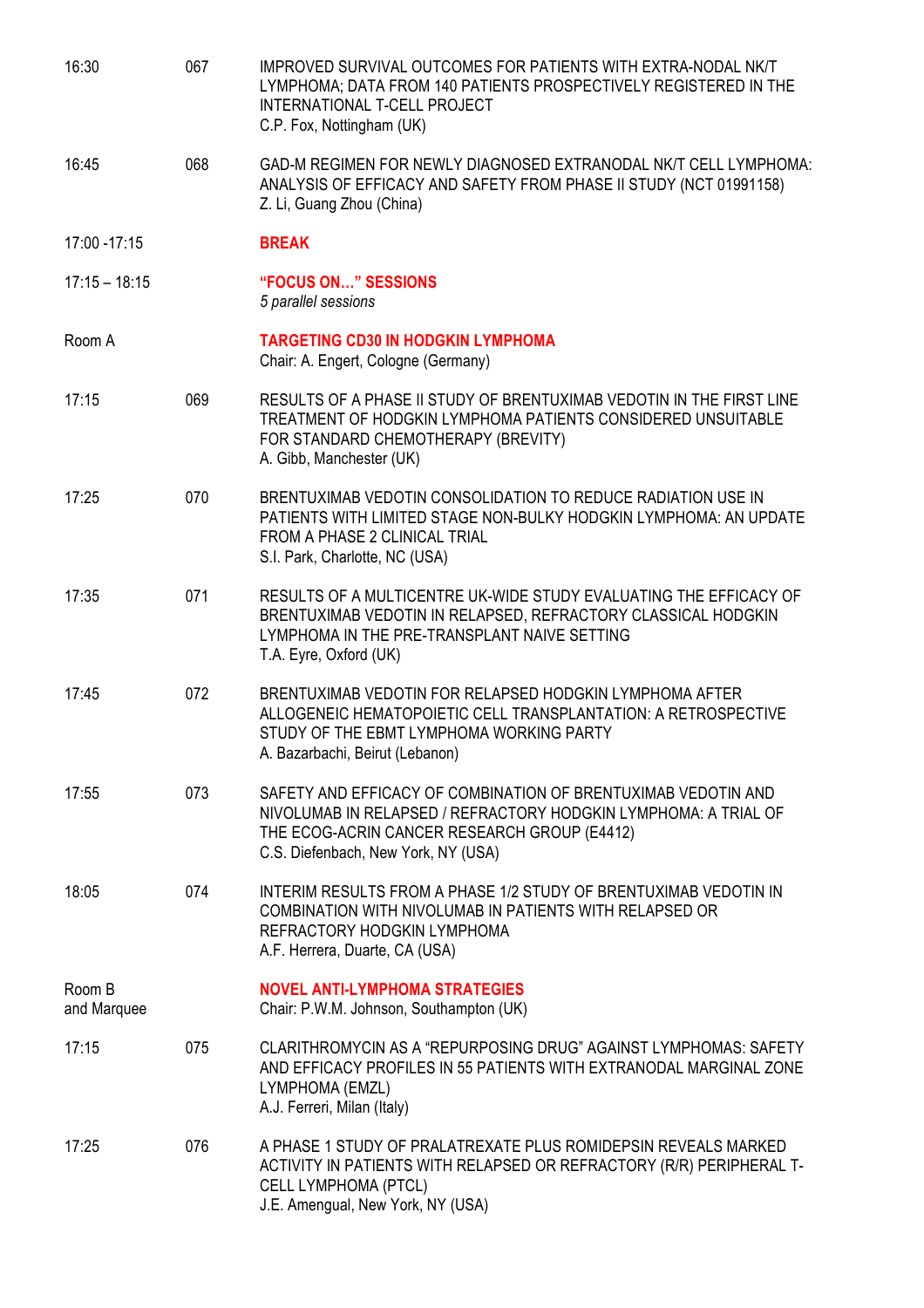| | | |
|---|---|---|
| 16:30 | 067 | IMPROVED SURVIVAL OUTCOMES FOR PATIENTS WITH EXTRA-NODAL NK/T LYMPHOMA; DATA FROM 140 PATIENTS PROSPECTIVELY REGISTERED IN THE INTERNATIONAL T-CELL PROJECT<br>C.P. Fox, Nottingham (UK) |
| 16:45 | 068 | GAD-M REGIMEN FOR NEWLY DIAGNOSED EXTRANODAL NK/T CELL LYMPHOMA: ANALYSIS OF EFFICACY AND SAFETY FROM PHASE II STUDY (NCT 01991158)<br>Z. Li, Guang Zhou (China) |
| 17:00 -17:15 | | **BREAK** |
| 17:15 – 18:15 | | **“FOCUS ON…” SESSIONS**<br>*5 parallel sessions* |
| Room A | | **TARGETING CD30 IN HODGKIN LYMPHOMA**<br>Chair: A. Engert, Cologne (Germany) |
| 17:15 | 069 | RESULTS OF A PHASE II STUDY OF BRENTUXIMAB VEDOTIN IN THE FIRST LINE TREATMENT OF HODGKIN LYMPHOMA PATIENTS CONSIDERED UNSUITABLE FOR STANDARD CHEMOTHERAPY (BREVITY)<br>A. Gibb, Manchester (UK) |
| 17:25 | 070 | BRENTUXIMAB VEDOTIN CONSOLIDATION TO REDUCE RADIATION USE IN PATIENTS WITH LIMITED STAGE NON-BULKY HODGKIN LYMPHOMA: AN UPDATE FROM A PHASE 2 CLINICAL TRIAL<br>S.I. Park, Charlotte, NC (USA) |
| 17:35 | 071 | RESULTS OF A MULTICENTRE UK-WIDE STUDY EVALUATING THE EFFICACY OF BRENTUXIMAB VEDOTIN IN RELAPSED, REFRACTORY CLASSICAL HODGKIN LYMPHOMA IN THE PRE-TRANSPLANT NAIVE SETTING<br>T.A. Eyre, Oxford (UK) |
| 17:45 | 072 | BRENTUXIMAB VEDOTIN FOR RELAPSED HODGKIN LYMPHOMA AFTER ALLOGENEIC HEMATOPOIETIC CELL TRANSPLANTATION: A RETROSPECTIVE STUDY OF THE EBMT LYMPHOMA WORKING PARTY<br>A. Bazarbachi, Beirut (Lebanon) |
| 17:55 | 073 | SAFETY AND EFFICACY OF COMBINATION OF BRENTUXIMAB VEDOTIN AND NIVOLUMAB IN RELAPSED / REFRACTORY HODGKIN LYMPHOMA: A TRIAL OF THE ECOG-ACRIN CANCER RESEARCH GROUP (E4412)<br>C.S. Diefenbach, New York, NY (USA) |
| 18:05 | 074 | INTERIM RESULTS FROM A PHASE 1/2 STUDY OF BRENTUXIMAB VEDOTIN IN COMBINATION WITH NIVOLUMAB IN PATIENTS WITH RELAPSED OR REFRACTORY HODGKIN LYMPHOMA<br>A.F. Herrera, Duarte, CA (USA) |
| Room B and Marquee | | **NOVEL ANTI-LYMPHOMA STRATEGIES**<br>Chair: P.W.M. Johnson, Southampton (UK) |
| 17:15 | 075 | CLARITHROMYCIN AS A “REPURPOSING DRUG” AGAINST LYMPHOMAS: SAFETY AND EFFICACY PROFILES IN 55 PATIENTS WITH EXTRANODAL MARGINAL ZONE LYMPHOMA (EMZL)<br>A.J. Ferreri, Milan (Italy) |
| 17:25 | 076 | A PHASE 1 STUDY OF PRALATREXATE PLUS ROMIDEPSIN REVEALS MARKED ACTIVITY IN PATIENTS WITH RELAPSED OR REFRACTORY (R/R) PERIPHERAL T-CELL LYMPHOMA (PTCL)<br>J.E. Amengual, New York, NY (USA) |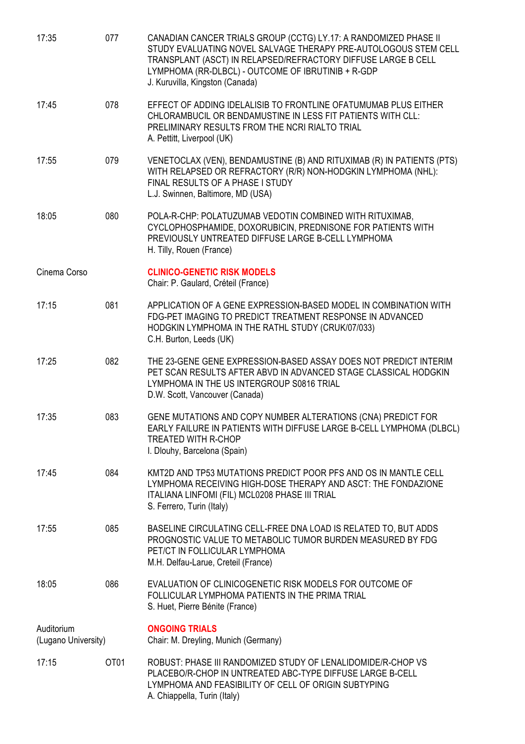| | | |
|---|---|---|
| 17:35 | 077 | CANADIAN CANCER TRIALS GROUP (CCTG) LY.17: A RANDOMIZED PHASE II STUDY EVALUATING NOVEL SALVAGE THERAPY PRE-AUTOLOGOUS STEM CELL TRANSPLANT (ASCT) IN RELAPSED/REFRACTORY DIFFUSE LARGE B CELL LYMPHOMA (RR-DLBCL) - OUTCOME OF IBRUTINIB + R-GDP<br>J. Kuruvilla, Kingston (Canada) |
| 17:45 | 078 | EFFECT OF ADDING IDELALISIB TO FRONTLINE OFATUMUMAB PLUS EITHER CHLORAMBUCIL OR BENDAMUSTINE IN LESS FIT PATIENTS WITH CLL: PRELIMINARY RESULTS FROM THE NCRI RIALTO TRIAL<br>A. Pettitt, Liverpool (UK) |
| 17:55 | 079 | VENETOCLAX (VEN), BENDAMUSTINE (B) AND RITUXIMAB (R) IN PATIENTS (PTS) WITH RELAPSED OR REFRACTORY (R/R) NON-HODGKIN LYMPHOMA (NHL): FINAL RESULTS OF A PHASE I STUDY<br>L.J. Swinnen, Baltimore, MD (USA) |
| 18:05 | 080 | POLA-R-CHP: POLATUZUMAB VEDOTIN COMBINED WITH RITUXIMAB, CYCLOPHOSPHAMIDE, DOXORUBICIN, PREDNISONE FOR PATIENTS WITH PREVIOUSLY UNTREATED DIFFUSE LARGE B-CELL LYMPHOMA<br>H. Tilly, Rouen (France) |

Cinema Corso

## CLINICO-GENETIC RISK MODELS

Chair: P. Gaulard, Créteil (France)

| | | |
|---|---|---|
| 17:15 | 081 | APPLICATION OF A GENE EXPRESSION-BASED MODEL IN COMBINATION WITH FDG-PET IMAGING TO PREDICT TREATMENT RESPONSE IN ADVANCED HODGKIN LYMPHOMA IN THE RATHL STUDY (CRUK/07/033)<br>C.H. Burton, Leeds (UK) |
| 17:25 | 082 | THE 23-GENE GENE EXPRESSION-BASED ASSAY DOES NOT PREDICT INTERIM PET SCAN RESULTS AFTER ABVD IN ADVANCED STAGE CLASSICAL HODGKIN LYMPHOMA IN THE US INTERGROUP S0816 TRIAL<br>D.W. Scott, Vancouver (Canada) |
| 17:35 | 083 | GENE MUTATIONS AND COPY NUMBER ALTERATIONS (CNA) PREDICT FOR EARLY FAILURE IN PATIENTS WITH DIFFUSE LARGE B-CELL LYMPHOMA (DLBCL) TREATED WITH R-CHOP<br>I. Dlouhy, Barcelona (Spain) |
| 17:45 | 084 | KMT2D AND TP53 MUTATIONS PREDICT POOR PFS AND OS IN MANTLE CELL LYMPHOMA RECEIVING HIGH-DOSE THERAPY AND ASCT: THE FONDAZIONE ITALIANA LINFOMI (FIL) MCL0208 PHASE III TRIAL<br>S. Ferrero, Turin (Italy) |
| 17:55 | 085 | BASELINE CIRCULATING CELL-FREE DNA LOAD IS RELATED TO, BUT ADDS PROGNOSTIC VALUE TO METABOLIC TUMOR BURDEN MEASURED BY FDG PET/CT IN FOLLICULAR LYMPHOMA<br>M.H. Delfau-Larue, Creteil (France) |
| 18:05 | 086 | EVALUATION OF CLINICOGENETIC RISK MODELS FOR OUTCOME OF FOLLICULAR LYMPHOMA PATIENTS IN THE PRIMA TRIAL<br>S. Huet, Pierre Bénite (France) |

Auditorium (Lugano University)

## ONGOING TRIALS

Chair: M. Dreyling, Munich (Germany)

| | | |
|---|---|---|
| 17:15 | OT01 | ROBUST: PHASE III RANDOMIZED STUDY OF LENALIDOMIDE/R-CHOP VS PLACEBO/R-CHOP IN UNTREATED ABC-TYPE DIFFUSE LARGE B-CELL LYMPHOMA AND FEASIBILITY OF CELL OF ORIGIN SUBTYPING<br>A. Chiappella, Turin (Italy) |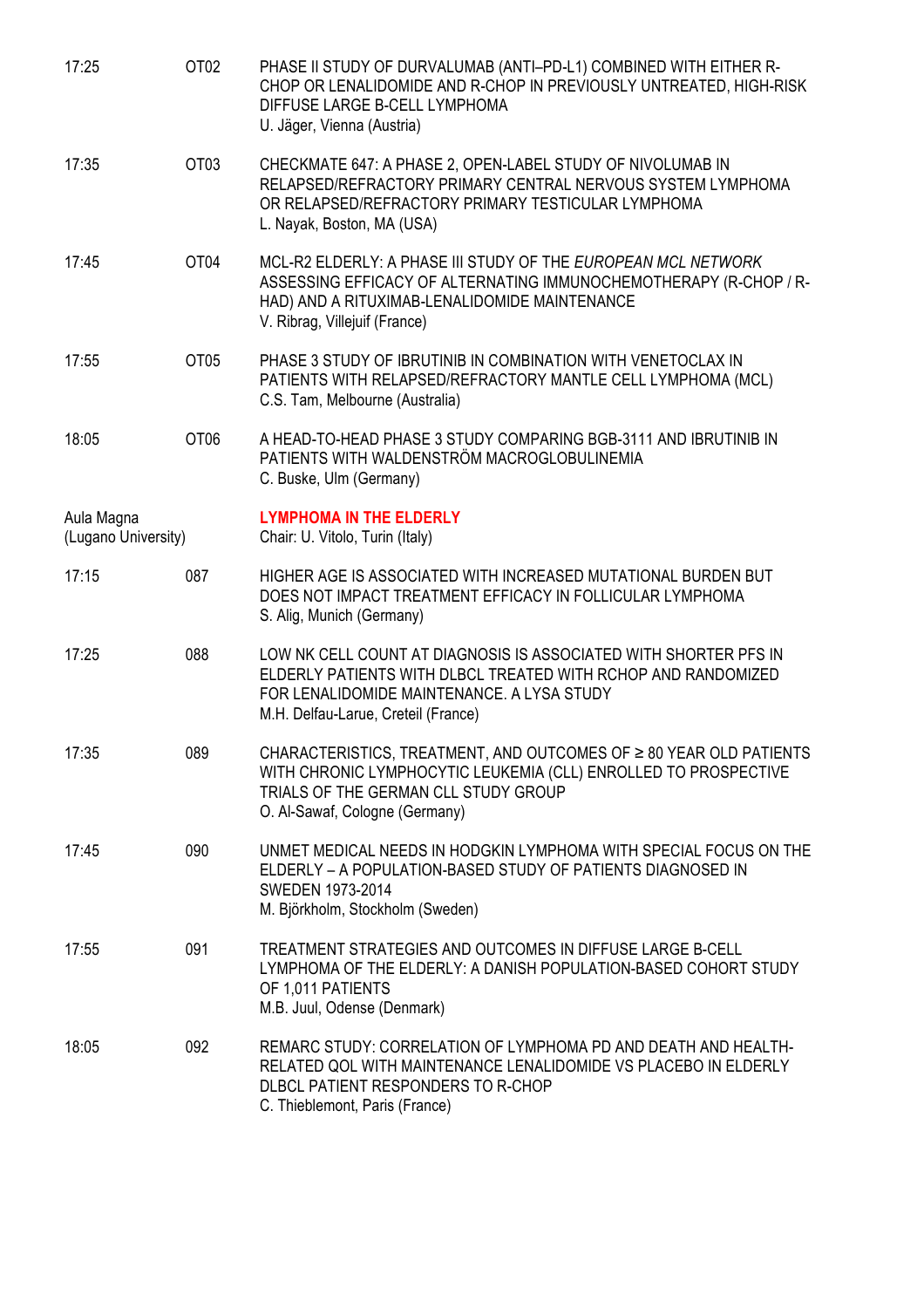17:25 OT02 PHASE II STUDY OF DURVALUMAB (ANTI–PD-L1) COMBINED WITH EITHER R-CHOP OR LENALIDOMIDE AND R-CHOP IN PREVIOUSLY UNTREATED, HIGH-RISK DIFFUSE LARGE B-CELL LYMPHOMA
U. Jäger, Vienna (Austria)

17:35 OT03 CHECKMATE 647: A PHASE 2, OPEN-LABEL STUDY OF NIVOLUMAB IN RELAPSED/REFRACTORY PRIMARY CENTRAL NERVOUS SYSTEM LYMPHOMA OR RELAPSED/REFRACTORY PRIMARY TESTICULAR LYMPHOMA
L. Nayak, Boston, MA (USA)

17:45 OT04 MCL-R2 ELDERLY: A PHASE III STUDY OF THE *EUROPEAN MCL NETWORK* ASSESSING EFFICACY OF ALTERNATING IMMUNOCHEMOTHERAPY (R-CHOP / R-HAD) AND A RITUXIMAB-LENALIDOMIDE MAINTENANCE
V. Ribrag, Villejuif (France)

17:55 OT05 PHASE 3 STUDY OF IBRUTINIB IN COMBINATION WITH VENETOCLAX IN PATIENTS WITH RELAPSED/REFRACTORY MANTLE CELL LYMPHOMA (MCL)
C.S. Tam, Melbourne (Australia)

18:05 OT06 A HEAD-TO-HEAD PHASE 3 STUDY COMPARING BGB-3111 AND IBRUTINIB IN PATIENTS WITH WALDENSTRÖM MACROGLOBULINEMIA
C. Buske, Ulm (Germany)

Aula Magna (Lugano University)

## LYMPHOMA IN THE ELDERLY

Chair: U. Vitolo, Turin (Italy)

17:15 087 HIGHER AGE IS ASSOCIATED WITH INCREASED MUTATIONAL BURDEN BUT DOES NOT IMPACT TREATMENT EFFICACY IN FOLLICULAR LYMPHOMA
S. Alig, Munich (Germany)

17:25 088 LOW NK CELL COUNT AT DIAGNOSIS IS ASSOCIATED WITH SHORTER PFS IN ELDERLY PATIENTS WITH DLBCL TREATED WITH RCHOP AND RANDOMIZED FOR LENALIDOMIDE MAINTENANCE. A LYSA STUDY
M.H. Delfau-Larue, Creteil (France)

17:35 089 CHARACTERISTICS, TREATMENT, AND OUTCOMES OF ≥ 80 YEAR OLD PATIENTS WITH CHRONIC LYMPHOCYTIC LEUKEMIA (CLL) ENROLLED TO PROSPECTIVE TRIALS OF THE GERMAN CLL STUDY GROUP
O. Al-Sawaf, Cologne (Germany)

17:45 090 UNMET MEDICAL NEEDS IN HODGKIN LYMPHOMA WITH SPECIAL FOCUS ON THE ELDERLY – A POPULATION-BASED STUDY OF PATIENTS DIAGNOSED IN SWEDEN 1973-2014
M. Björkholm, Stockholm (Sweden)

17:55 091 TREATMENT STRATEGIES AND OUTCOMES IN DIFFUSE LARGE B-CELL LYMPHOMA OF THE ELDERLY: A DANISH POPULATION-BASED COHORT STUDY OF 1,011 PATIENTS
M.B. Juul, Odense (Denmark)

18:05 092 REMARC STUDY: CORRELATION OF LYMPHOMA PD AND DEATH AND HEALTH-RELATED QOL WITH MAINTENANCE LENALIDOMIDE VS PLACEBO IN ELDERLY DLBCL PATIENT RESPONDERS TO R-CHOP
C. Thieblemont, Paris (France)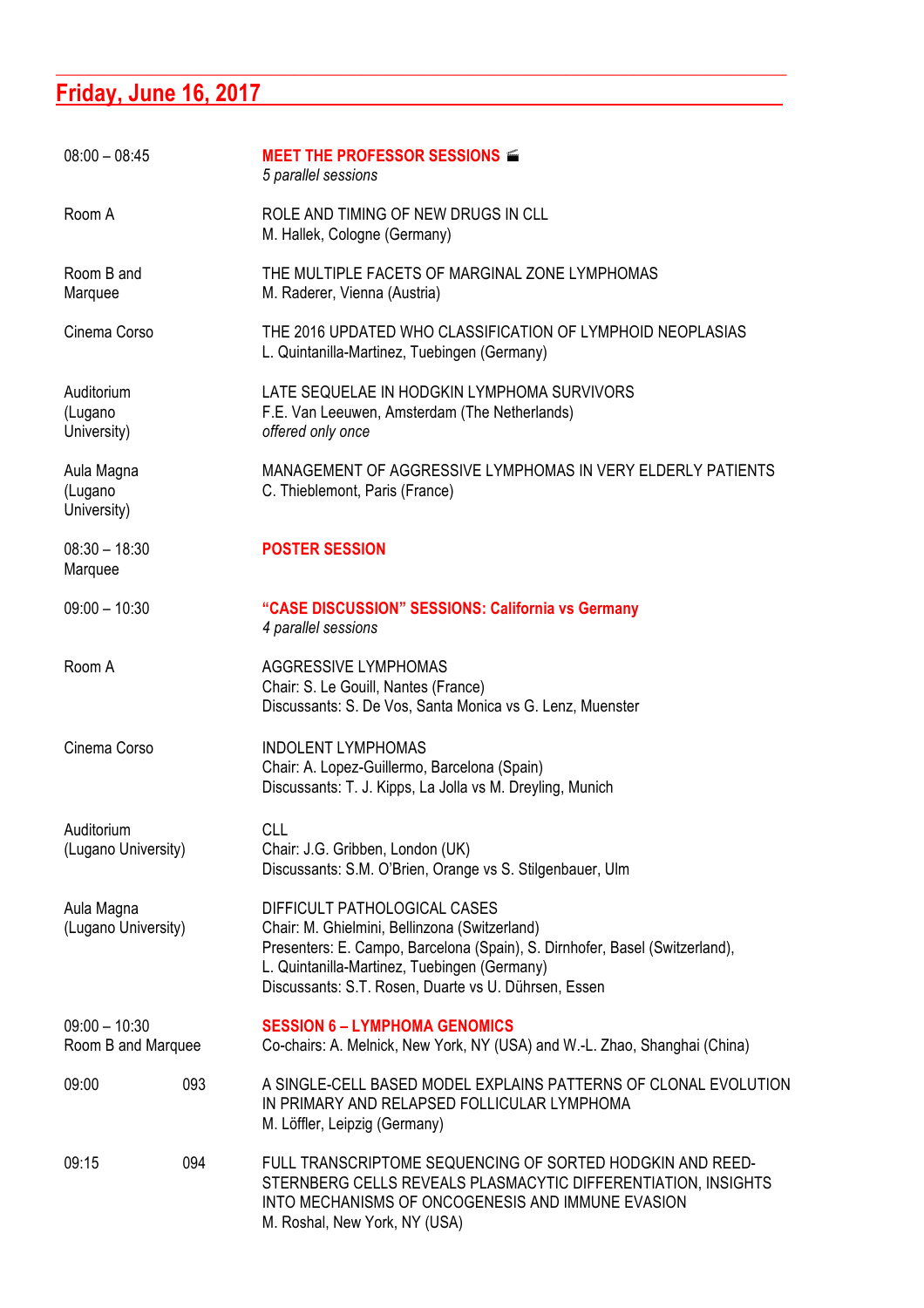## Friday, June 16, 2017

| | |
|---|---|
| 08:00 – 08:45 | **MEET THE PROFESSOR SESSIONS** 🎬<br>*5 parallel sessions* |
| Room A | ROLE AND TIMING OF NEW DRUGS IN CLL<br>M. Hallek, Cologne (Germany) |
| Room B and Marquee | THE MULTIPLE FACETS OF MARGINAL ZONE LYMPHOMAS<br>M. Raderer, Vienna (Austria) |
| Cinema Corso | THE 2016 UPDATED WHO CLASSIFICATION OF LYMPHOID NEOPLASIAS<br>L. Quintanilla-Martinez, Tuebingen (Germany) |
| Auditorium (Lugano University) | LATE SEQUELAE IN HODGKIN LYMPHOMA SURVIVORS<br>F.E. Van Leeuwen, Amsterdam (The Netherlands)<br>*offered only once* |
| Aula Magna (Lugano University) | MANAGEMENT OF AGGRESSIVE LYMPHOMAS IN VERY ELDERLY PATIENTS<br>C. Thieblemont, Paris (France) |
| 08:30 – 18:30<br>Marquee | **POSTER SESSION** |
| 09:00 – 10:30 | **"CASE DISCUSSION" SESSIONS: California vs Germany**<br>*4 parallel sessions* |
| Room A | AGGRESSIVE LYMPHOMAS<br>Chair: S. Le Gouill, Nantes (France)<br>Discussants: S. De Vos, Santa Monica vs G. Lenz, Muenster |
| Cinema Corso | INDOLENT LYMPHOMAS<br>Chair: A. Lopez-Guillermo, Barcelona (Spain)<br>Discussants: T. J. Kipps, La Jolla vs M. Dreyling, Munich |
| Auditorium (Lugano University) | CLL<br>Chair: J.G. Gribben, London (UK)<br>Discussants: S.M. O'Brien, Orange vs S. Stilgenbauer, Ulm |
| Aula Magna (Lugano University) | DIFFICULT PATHOLOGICAL CASES<br>Chair: M. Ghielmini, Bellinzona (Switzerland)<br>Presenters: E. Campo, Barcelona (Spain), S. Dirnhofer, Basel (Switzerland), L. Quintanilla-Martinez, Tuebingen (Germany)<br>Discussants: S.T. Rosen, Duarte vs U. Dührsen, Essen |
| 09:00 – 10:30<br>Room B and Marquee | **SESSION 6 – LYMPHOMA GENOMICS**<br>Co-chairs: A. Melnick, New York, NY (USA) and W.-L. Zhao, Shanghai (China) |
| 09:00 &nbsp;&nbsp;&nbsp; 093 | A SINGLE-CELL BASED MODEL EXPLAINS PATTERNS OF CLONAL EVOLUTION IN PRIMARY AND RELAPSED FOLLICULAR LYMPHOMA<br>M. Löffler, Leipzig (Germany) |
| 09:15 &nbsp;&nbsp;&nbsp; 094 | FULL TRANSCRIPTOME SEQUENCING OF SORTED HODGKIN AND REED-STERNBERG CELLS REVEALS PLASMACYTIC DIFFERENTIATION, INSIGHTS INTO MECHANISMS OF ONCOGENESIS AND IMMUNE EVASION<br>M. Roshal, New York, NY (USA) |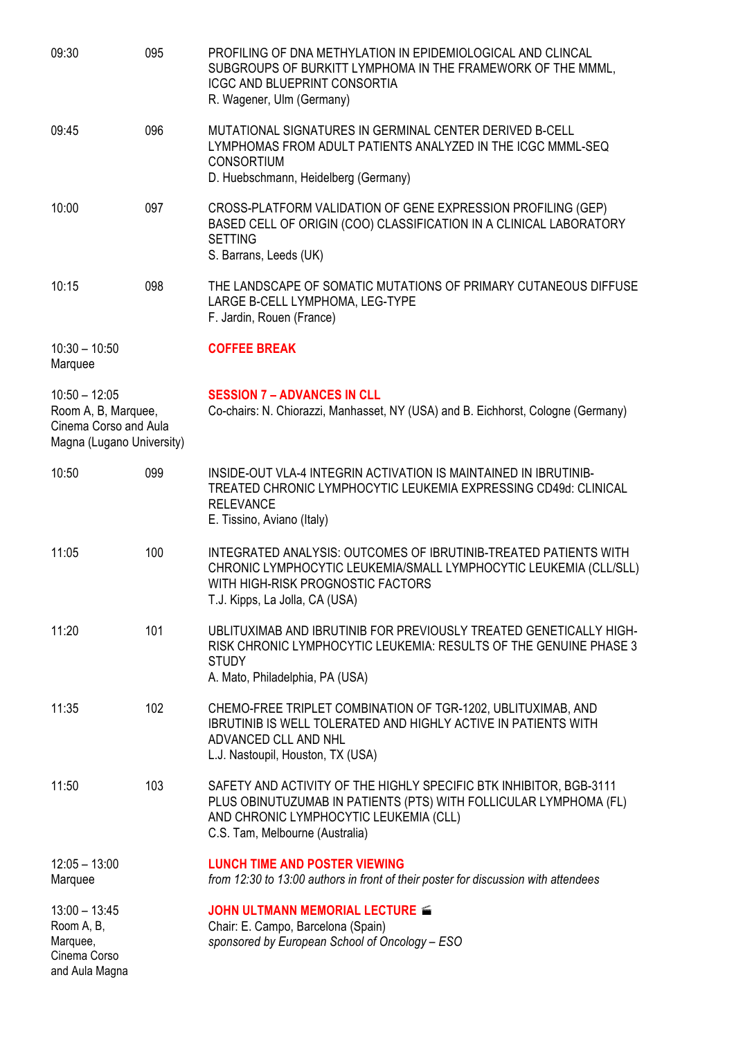| | | |
|---|---|---|
| 09:30 | 095 | PROFILING OF DNA METHYLATION IN EPIDEMIOLOGICAL AND CLINCAL SUBGROUPS OF BURKITT LYMPHOMA IN THE FRAMEWORK OF THE MMML, ICGC AND BLUEPRINT CONSORTIA<br>R. Wagener, Ulm (Germany) |
| 09:45 | 096 | MUTATIONAL SIGNATURES IN GERMINAL CENTER DERIVED B-CELL LYMPHOMAS FROM ADULT PATIENTS ANALYZED IN THE ICGC MMML-SEQ CONSORTIUM<br>D. Huebschmann, Heidelberg (Germany) |
| 10:00 | 097 | CROSS-PLATFORM VALIDATION OF GENE EXPRESSION PROFILING (GEP) BASED CELL OF ORIGIN (COO) CLASSIFICATION IN A CLINICAL LABORATORY SETTING<br>S. Barrans, Leeds (UK) |
| 10:15 | 098 | THE LANDSCAPE OF SOMATIC MUTATIONS OF PRIMARY CUTANEOUS DIFFUSE LARGE B-CELL LYMPHOMA, LEG-TYPE<br>F. Jardin, Rouen (France) |
| 10:30 – 10:50<br>Marquee | | **COFFEE BREAK** |
| 10:50 – 12:05<br>Room A, B, Marquee, Cinema Corso and Aula Magna (Lugano University) | | **SESSION 7 – ADVANCES IN CLL**<br>Co-chairs: N. Chiorazzi, Manhasset, NY (USA) and B. Eichhorst, Cologne (Germany) |
| 10:50 | 099 | INSIDE-OUT VLA-4 INTEGRIN ACTIVATION IS MAINTAINED IN IBRUTINIB-TREATED CHRONIC LYMPHOCYTIC LEUKEMIA EXPRESSING CD49d: CLINICAL RELEVANCE<br>E. Tissino, Aviano (Italy) |
| 11:05 | 100 | INTEGRATED ANALYSIS: OUTCOMES OF IBRUTINIB-TREATED PATIENTS WITH CHRONIC LYMPHOCYTIC LEUKEMIA/SMALL LYMPHOCYTIC LEUKEMIA (CLL/SLL) WITH HIGH-RISK PROGNOSTIC FACTORS<br>T.J. Kipps, La Jolla, CA (USA) |
| 11:20 | 101 | UBLITUXIMAB AND IBRUTINIB FOR PREVIOUSLY TREATED GENETICALLY HIGH-RISK CHRONIC LYMPHOCYTIC LEUKEMIA: RESULTS OF THE GENUINE PHASE 3 STUDY<br>A. Mato, Philadelphia, PA (USA) |
| 11:35 | 102 | CHEMO-FREE TRIPLET COMBINATION OF TGR-1202, UBLITUXIMAB, AND IBRUTINIB IS WELL TOLERATED AND HIGHLY ACTIVE IN PATIENTS WITH ADVANCED CLL AND NHL<br>L.J. Nastoupil, Houston, TX (USA) |
| 11:50 | 103 | SAFETY AND ACTIVITY OF THE HIGHLY SPECIFIC BTK INHIBITOR, BGB-3111 PLUS OBINUTUZUMAB IN PATIENTS (PTS) WITH FOLLICULAR LYMPHOMA (FL) AND CHRONIC LYMPHOCYTIC LEUKEMIA (CLL)<br>C.S. Tam, Melbourne (Australia) |
| 12:05 – 13:00<br>Marquee | | **LUNCH TIME AND POSTER VIEWING**<br>*from 12:30 to 13:00 authors in front of their poster for discussion with attendees* |
| 13:00 – 13:45<br>Room A, B, Marquee, Cinema Corso and Aula Magna | | **JOHN ULTMANN MEMORIAL LECTURE** 🎬<br>Chair: E. Campo, Barcelona (Spain)<br>*sponsored by European School of Oncology – ESO* |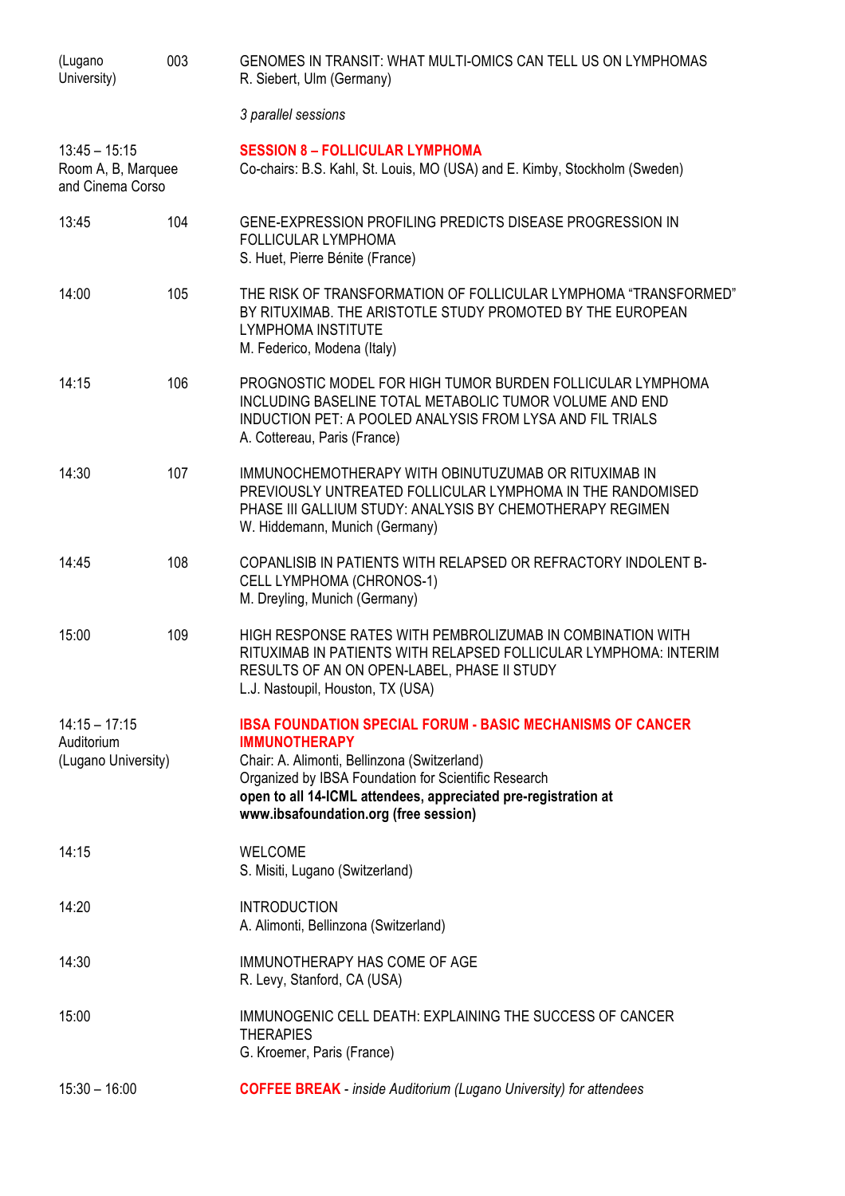| | | |
|---|---|---|
| (Lugano University) | 003 | GENOMES IN TRANSIT: WHAT MULTI-OMICS CAN TELL US ON LYMPHOMAS<br>R. Siebert, Ulm (Germany) |
| | | *3 parallel sessions* |
| 13:45 – 15:15<br>Room A, B, Marquee and Cinema Corso | | **SESSION 8 – FOLLICULAR LYMPHOMA**<br>Co-chairs: B.S. Kahl, St. Louis, MO (USA) and E. Kimby, Stockholm (Sweden) |
| 13:45 | 104 | GENE-EXPRESSION PROFILING PREDICTS DISEASE PROGRESSION IN FOLLICULAR LYMPHOMA<br>S. Huet, Pierre Bénite (France) |
| 14:00 | 105 | THE RISK OF TRANSFORMATION OF FOLLICULAR LYMPHOMA "TRANSFORMED" BY RITUXIMAB. THE ARISTOTLE STUDY PROMOTED BY THE EUROPEAN LYMPHOMA INSTITUTE<br>M. Federico, Modena (Italy) |
| 14:15 | 106 | PROGNOSTIC MODEL FOR HIGH TUMOR BURDEN FOLLICULAR LYMPHOMA INCLUDING BASELINE TOTAL METABOLIC TUMOR VOLUME AND END INDUCTION PET: A POOLED ANALYSIS FROM LYSA AND FIL TRIALS<br>A. Cottereau, Paris (France) |
| 14:30 | 107 | IMMUNOCHEMOTHERAPY WITH OBINUTUZUMAB OR RITUXIMAB IN PREVIOUSLY UNTREATED FOLLICULAR LYMPHOMA IN THE RANDOMISED PHASE III GALLIUM STUDY: ANALYSIS BY CHEMOTHERAPY REGIMEN<br>W. Hiddemann, Munich (Germany) |
| 14:45 | 108 | COPANLISIB IN PATIENTS WITH RELAPSED OR REFRACTORY INDOLENT B-CELL LYMPHOMA (CHRONOS-1)<br>M. Dreyling, Munich (Germany) |
| 15:00 | 109 | HIGH RESPONSE RATES WITH PEMBROLIZUMAB IN COMBINATION WITH RITUXIMAB IN PATIENTS WITH RELAPSED FOLLICULAR LYMPHOMA: INTERIM RESULTS OF AN ON OPEN-LABEL, PHASE II STUDY<br>L.J. Nastoupil, Houston, TX (USA) |
| 14:15 – 17:15<br>Auditorium<br>(Lugano University) | | **IBSA FOUNDATION SPECIAL FORUM - BASIC MECHANISMS OF CANCER IMMUNOTHERAPY**<br>Chair: A. Alimonti, Bellinzona (Switzerland)<br>Organized by IBSA Foundation for Scientific Research<br>**open to all 14-ICML attendees, appreciated pre-registration at www.ibsafoundation.org (free session)** |
| 14:15 | | WELCOME<br>S. Misiti, Lugano (Switzerland) |
| 14:20 | | INTRODUCTION<br>A. Alimonti, Bellinzona (Switzerland) |
| 14:30 | | IMMUNOTHERAPY HAS COME OF AGE<br>R. Levy, Stanford, CA (USA) |
| 15:00 | | IMMUNOGENIC CELL DEATH: EXPLAINING THE SUCCESS OF CANCER THERAPIES<br>G. Kroemer, Paris (France) |
| 15:30 – 16:00 | | **COFFEE BREAK** - *inside Auditorium (Lugano University) for attendees* |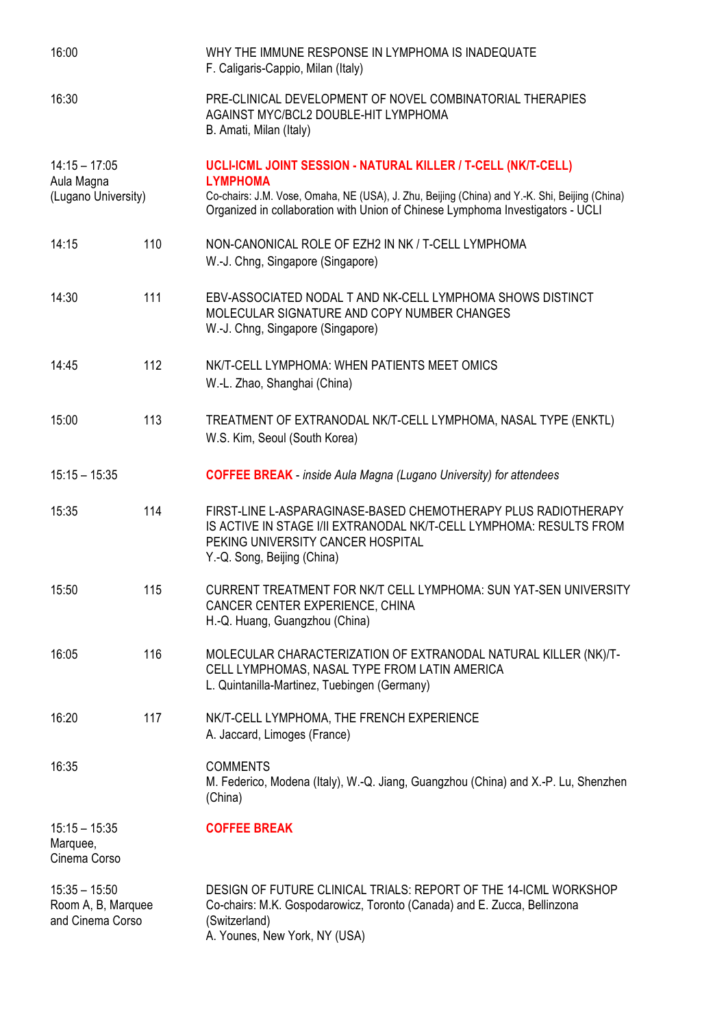| | | |
|---|---|---|
| 16:00 | | WHY THE IMMUNE RESPONSE IN LYMPHOMA IS INADEQUATE<br>F. Caligaris-Cappio, Milan (Italy) |
| 16:30 | | PRE-CLINICAL DEVELOPMENT OF NOVEL COMBINATORIAL THERAPIES AGAINST MYC/BCL2 DOUBLE-HIT LYMPHOMA<br>B. Amati, Milan (Italy) |
| 14:15 – 17:05<br>Aula Magna<br>(Lugano University) | | **UCLI-ICML JOINT SESSION - NATURAL KILLER / T-CELL (NK/T-CELL) LYMPHOMA**<br>Co-chairs: J.M. Vose, Omaha, NE (USA), J. Zhu, Beijing (China) and Y.-K. Shi, Beijing (China)<br>Organized in collaboration with Union of Chinese Lymphoma Investigators - UCLI |
| 14:15 | 110 | NON-CANONICAL ROLE OF EZH2 IN NK / T-CELL LYMPHOMA<br>W.-J. Chng, Singapore (Singapore) |
| 14:30 | 111 | EBV-ASSOCIATED NODAL T AND NK-CELL LYMPHOMA SHOWS DISTINCT MOLECULAR SIGNATURE AND COPY NUMBER CHANGES<br>W.-J. Chng, Singapore (Singapore) |
| 14:45 | 112 | NK/T-CELL LYMPHOMA: WHEN PATIENTS MEET OMICS<br>W.-L. Zhao, Shanghai (China) |
| 15:00 | 113 | TREATMENT OF EXTRANODAL NK/T-CELL LYMPHOMA, NASAL TYPE (ENKTL)<br>W.S. Kim, Seoul (South Korea) |
| 15:15 – 15:35 | | **COFFEE BREAK** - *inside Aula Magna (Lugano University) for attendees* |
| 15:35 | 114 | FIRST-LINE L-ASPARAGINASE-BASED CHEMOTHERAPY PLUS RADIOTHERAPY IS ACTIVE IN STAGE I/II EXTRANODAL NK/T-CELL LYMPHOMA: RESULTS FROM PEKING UNIVERSITY CANCER HOSPITAL<br>Y.-Q. Song, Beijing (China) |
| 15:50 | 115 | CURRENT TREATMENT FOR NK/T CELL LYMPHOMA: SUN YAT-SEN UNIVERSITY CANCER CENTER EXPERIENCE, CHINA<br>H.-Q. Huang, Guangzhou (China) |
| 16:05 | 116 | MOLECULAR CHARACTERIZATION OF EXTRANODAL NATURAL KILLER (NK)/T-CELL LYMPHOMAS, NASAL TYPE FROM LATIN AMERICA<br>L. Quintanilla-Martinez, Tuebingen (Germany) |
| 16:20 | 117 | NK/T-CELL LYMPHOMA, THE FRENCH EXPERIENCE<br>A. Jaccard, Limoges (France) |
| 16:35 | | COMMENTS<br>M. Federico, Modena (Italy), W.-Q. Jiang, Guangzhou (China) and X.-P. Lu, Shenzhen (China) |
| 15:15 – 15:35<br>Marquee,<br>Cinema Corso | | **COFFEE BREAK** |
| 15:35 – 15:50<br>Room A, B, Marquee and Cinema Corso | | DESIGN OF FUTURE CLINICAL TRIALS: REPORT OF THE 14-ICML WORKSHOP<br>Co-chairs: M.K. Gospodarowicz, Toronto (Canada) and E. Zucca, Bellinzona (Switzerland)<br>A. Younes, New York, NY (USA) |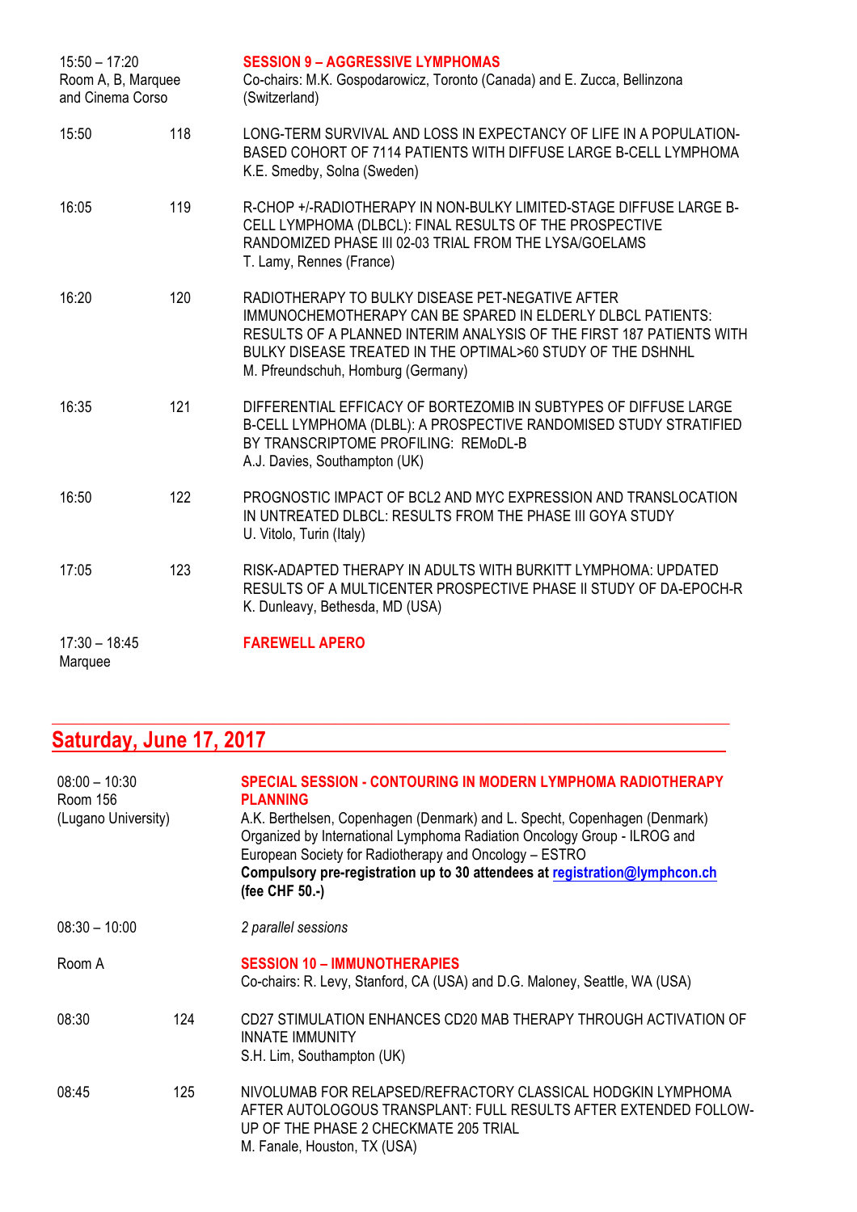| | | |
|---|---|---|
| 15:50 – 17:20<br>Room A, B, Marquee and Cinema Corso | | **SESSION 9 – AGGRESSIVE LYMPHOMAS**<br>Co-chairs: M.K. Gospodarowicz, Toronto (Canada) and E. Zucca, Bellinzona (Switzerland) |
| 15:50 | 118 | LONG-TERM SURVIVAL AND LOSS IN EXPECTANCY OF LIFE IN A POPULATION-BASED COHORT OF 7114 PATIENTS WITH DIFFUSE LARGE B-CELL LYMPHOMA<br>K.E. Smedby, Solna (Sweden) |
| 16:05 | 119 | R-CHOP +/-RADIOTHERAPY IN NON-BULKY LIMITED-STAGE DIFFUSE LARGE B-CELL LYMPHOMA (DLBCL): FINAL RESULTS OF THE PROSPECTIVE RANDOMIZED PHASE III 02-03 TRIAL FROM THE LYSA/GOELAMS<br>T. Lamy, Rennes (France) |
| 16:20 | 120 | RADIOTHERAPY TO BULKY DISEASE PET-NEGATIVE AFTER IMMUNOCHEMOTHERAPY CAN BE SPARED IN ELDERLY DLBCL PATIENTS: RESULTS OF A PLANNED INTERIM ANALYSIS OF THE FIRST 187 PATIENTS WITH BULKY DISEASE TREATED IN THE OPTIMAL>60 STUDY OF THE DSHNHL<br>M. Pfreundschuh, Homburg (Germany) |
| 16:35 | 121 | DIFFERENTIAL EFFICACY OF BORTEZOMIB IN SUBTYPES OF DIFFUSE LARGE B-CELL LYMPHOMA (DLBL): A PROSPECTIVE RANDOMISED STUDY STRATIFIED BY TRANSCRIPTOME PROFILING: REMoDL-B<br>A.J. Davies, Southampton (UK) |
| 16:50 | 122 | PROGNOSTIC IMPACT OF BCL2 AND MYC EXPRESSION AND TRANSLOCATION IN UNTREATED DLBCL: RESULTS FROM THE PHASE III GOYA STUDY<br>U. Vitolo, Turin (Italy) |
| 17:05 | 123 | RISK-ADAPTED THERAPY IN ADULTS WITH BURKITT LYMPHOMA: UPDATED RESULTS OF A MULTICENTER PROSPECTIVE PHASE II STUDY OF DA-EPOCH-R<br>K. Dunleavy, Bethesda, MD (USA) |
| 17:30 – 18:45<br>Marquee | | **FAREWELL APERO** |

## Saturday, June 17, 2017

| | | |
|---|---|---|
| 08:00 – 10:30<br>Room 156<br>(Lugano University) | | **SPECIAL SESSION - CONTOURING IN MODERN LYMPHOMA RADIOTHERAPY PLANNING**<br>A.K. Berthelsen, Copenhagen (Denmark) and L. Specht, Copenhagen (Denmark)<br>Organized by International Lymphoma Radiation Oncology Group - ILROG and European Society for Radiotherapy and Oncology – ESTRO<br>**Compulsory pre-registration up to 30 attendees at registration@lymphcon.ch (fee CHF 50.-)** |
| 08:30 – 10:00 | | *2 parallel sessions* |
| Room A | | **SESSION 10 – IMMUNOTHERAPIES**<br>Co-chairs: R. Levy, Stanford, CA (USA) and D.G. Maloney, Seattle, WA (USA) |
| 08:30 | 124 | CD27 STIMULATION ENHANCES CD20 MAB THERAPY THROUGH ACTIVATION OF INNATE IMMUNITY<br>S.H. Lim, Southampton (UK) |
| 08:45 | 125 | NIVOLUMAB FOR RELAPSED/REFRACTORY CLASSICAL HODGKIN LYMPHOMA AFTER AUTOLOGOUS TRANSPLANT: FULL RESULTS AFTER EXTENDED FOLLOW-UP OF THE PHASE 2 CHECKMATE 205 TRIAL<br>M. Fanale, Houston, TX (USA) |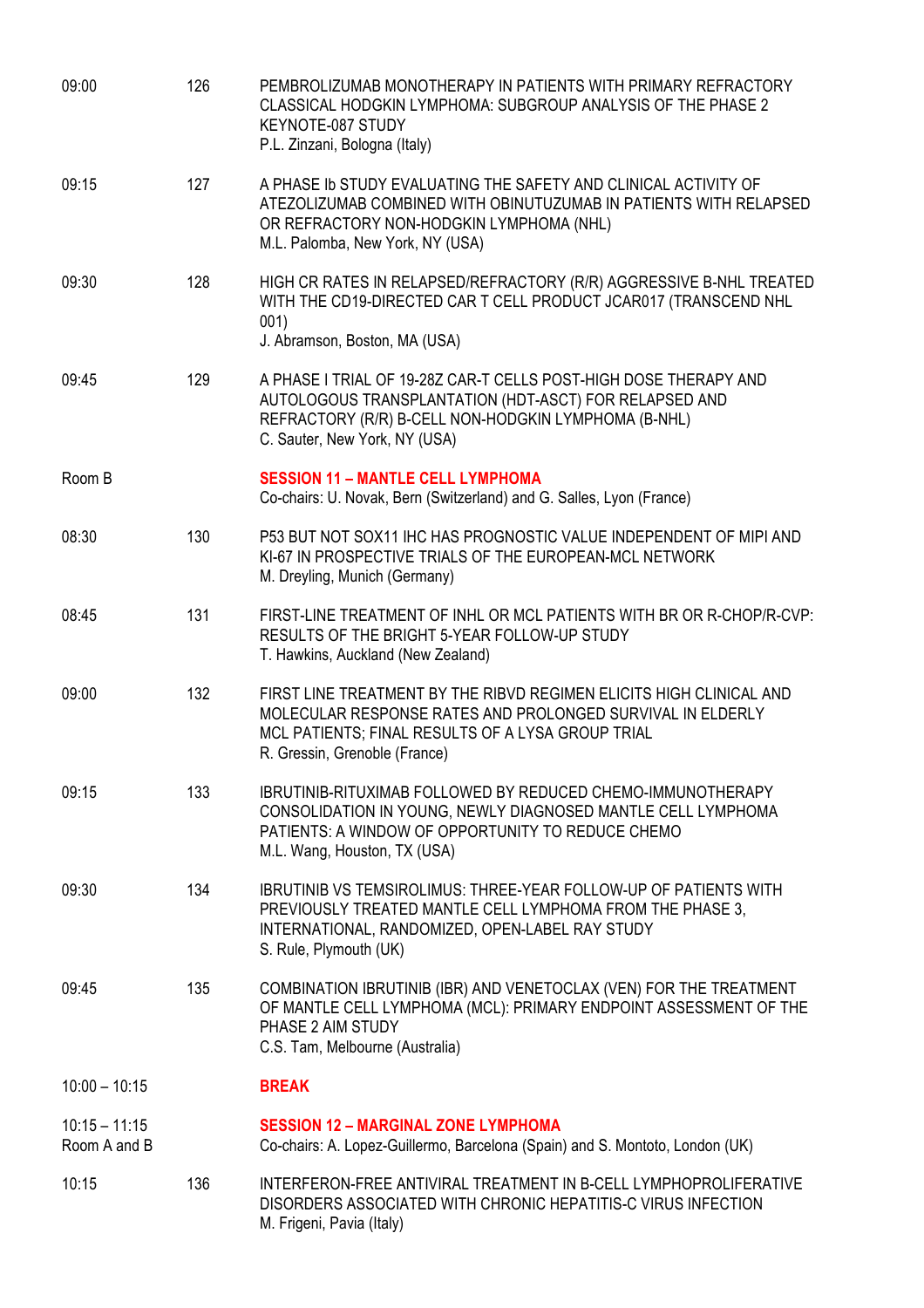| | | |
|---|---|---|
| 09:00 | 126 | PEMBROLIZUMAB MONOTHERAPY IN PATIENTS WITH PRIMARY REFRACTORY CLASSICAL HODGKIN LYMPHOMA: SUBGROUP ANALYSIS OF THE PHASE 2 KEYNOTE-087 STUDY<br>P.L. Zinzani, Bologna (Italy) |
| 09:15 | 127 | A PHASE Ib STUDY EVALUATING THE SAFETY AND CLINICAL ACTIVITY OF ATEZOLIZUMAB COMBINED WITH OBINUTUZUMAB IN PATIENTS WITH RELAPSED OR REFRACTORY NON-HODGKIN LYMPHOMA (NHL)<br>M.L. Palomba, New York, NY (USA) |
| 09:30 | 128 | HIGH CR RATES IN RELAPSED/REFRACTORY (R/R) AGGRESSIVE B-NHL TREATED WITH THE CD19-DIRECTED CAR T CELL PRODUCT JCAR017 (TRANSCEND NHL 001)<br>J. Abramson, Boston, MA (USA) |
| 09:45 | 129 | A PHASE I TRIAL OF 19-28Z CAR-T CELLS POST-HIGH DOSE THERAPY AND AUTOLOGOUS TRANSPLANTATION (HDT-ASCT) FOR RELAPSED AND REFRACTORY (R/R) B-CELL NON-HODGKIN LYMPHOMA (B-NHL)<br>C. Sauter, New York, NY (USA) |
| Room B | | **SESSION 11 – MANTLE CELL LYMPHOMA**<br>Co-chairs: U. Novak, Bern (Switzerland) and G. Salles, Lyon (France) |
| 08:30 | 130 | P53 BUT NOT SOX11 IHC HAS PROGNOSTIC VALUE INDEPENDENT OF MIPI AND KI-67 IN PROSPECTIVE TRIALS OF THE EUROPEAN-MCL NETWORK<br>M. Dreyling, Munich (Germany) |
| 08:45 | 131 | FIRST-LINE TREATMENT OF INHL OR MCL PATIENTS WITH BR OR R-CHOP/R-CVP: RESULTS OF THE BRIGHT 5-YEAR FOLLOW-UP STUDY<br>T. Hawkins, Auckland (New Zealand) |
| 09:00 | 132 | FIRST LINE TREATMENT BY THE RIBVD REGIMEN ELICITS HIGH CLINICAL AND MOLECULAR RESPONSE RATES AND PROLONGED SURVIVAL IN ELDERLY MCL PATIENTS; FINAL RESULTS OF A LYSA GROUP TRIAL<br>R. Gressin, Grenoble (France) |
| 09:15 | 133 | IBRUTINIB-RITUXIMAB FOLLOWED BY REDUCED CHEMO-IMMUNOTHERAPY CONSOLIDATION IN YOUNG, NEWLY DIAGNOSED MANTLE CELL LYMPHOMA PATIENTS: A WINDOW OF OPPORTUNITY TO REDUCE CHEMO<br>M.L. Wang, Houston, TX (USA) |
| 09:30 | 134 | IBRUTINIB VS TEMSIROLIMUS: THREE-YEAR FOLLOW-UP OF PATIENTS WITH PREVIOUSLY TREATED MANTLE CELL LYMPHOMA FROM THE PHASE 3, INTERNATIONAL, RANDOMIZED, OPEN-LABEL RAY STUDY<br>S. Rule, Plymouth (UK) |
| 09:45 | 135 | COMBINATION IBRUTINIB (IBR) AND VENETOCLAX (VEN) FOR THE TREATMENT OF MANTLE CELL LYMPHOMA (MCL): PRIMARY ENDPOINT ASSESSMENT OF THE PHASE 2 AIM STUDY<br>C.S. Tam, Melbourne (Australia) |
| 10:00 – 10:15 | | **BREAK** |
| 10:15 – 11:15<br>Room A and B | | **SESSION 12 – MARGINAL ZONE LYMPHOMA**<br>Co-chairs: A. Lopez-Guillermo, Barcelona (Spain) and S. Montoto, London (UK) |
| 10:15 | 136 | INTERFERON-FREE ANTIVIRAL TREATMENT IN B-CELL LYMPHOPROLIFERATIVE DISORDERS ASSOCIATED WITH CHRONIC HEPATITIS-C VIRUS INFECTION<br>M. Frigeni, Pavia (Italy) |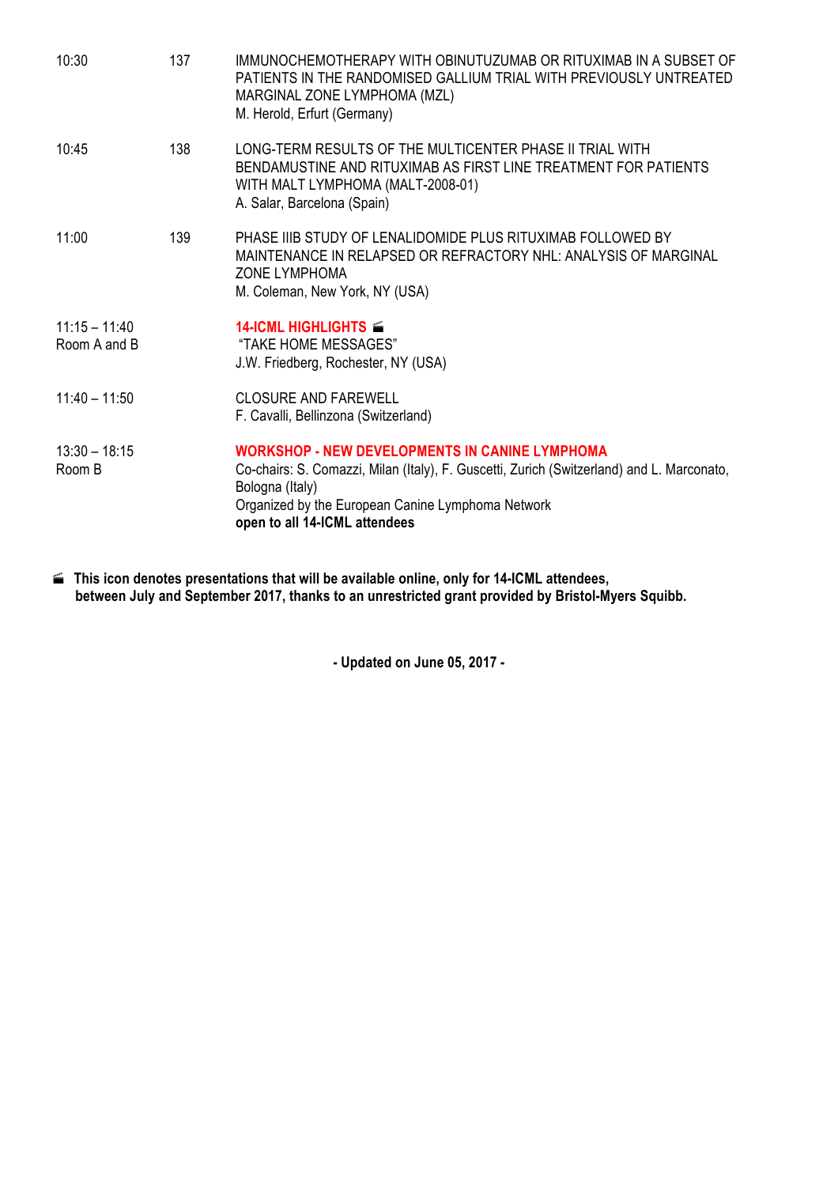| | | |
|---|---|---|
| 10:30 | 137 | IMMUNOCHEMOTHERAPY WITH OBINUTUZUMAB OR RITUXIMAB IN A SUBSET OF PATIENTS IN THE RANDOMISED GALLIUM TRIAL WITH PREVIOUSLY UNTREATED MARGINAL ZONE LYMPHOMA (MZL)<br>M. Herold, Erfurt (Germany) |
| 10:45 | 138 | LONG-TERM RESULTS OF THE MULTICENTER PHASE II TRIAL WITH BENDAMUSTINE AND RITUXIMAB AS FIRST LINE TREATMENT FOR PATIENTS WITH MALT LYMPHOMA (MALT-2008-01)<br>A. Salar, Barcelona (Spain) |
| 11:00 | 139 | PHASE IIIB STUDY OF LENALIDOMIDE PLUS RITUXIMAB FOLLOWED BY MAINTENANCE IN RELAPSED OR REFRACTORY NHL: ANALYSIS OF MARGINAL ZONE LYMPHOMA<br>M. Coleman, New York, NY (USA) |
| 11:15 – 11:40<br>Room A and B | | **14-ICML HIGHLIGHTS** 🎬<br>"TAKE HOME MESSAGES"<br>J.W. Friedberg, Rochester, NY (USA) |
| 11:40 – 11:50 | | CLOSURE AND FAREWELL<br>F. Cavalli, Bellinzona (Switzerland) |
| 13:30 – 18:15<br>Room B | | **WORKSHOP - NEW DEVELOPMENTS IN CANINE LYMPHOMA**<br>Co-chairs: S. Comazzi, Milan (Italy), F. Guscetti, Zurich (Switzerland) and L. Marconato, Bologna (Italy)<br>Organized by the European Canine Lymphoma Network<br>**open to all 14-ICML attendees** |

🎬 **This icon denotes presentations that will be available online, only for 14-ICML attendees, between July and September 2017, thanks to an unrestricted grant provided by Bristol-Myers Squibb.**

**- Updated on June 05, 2017 -**